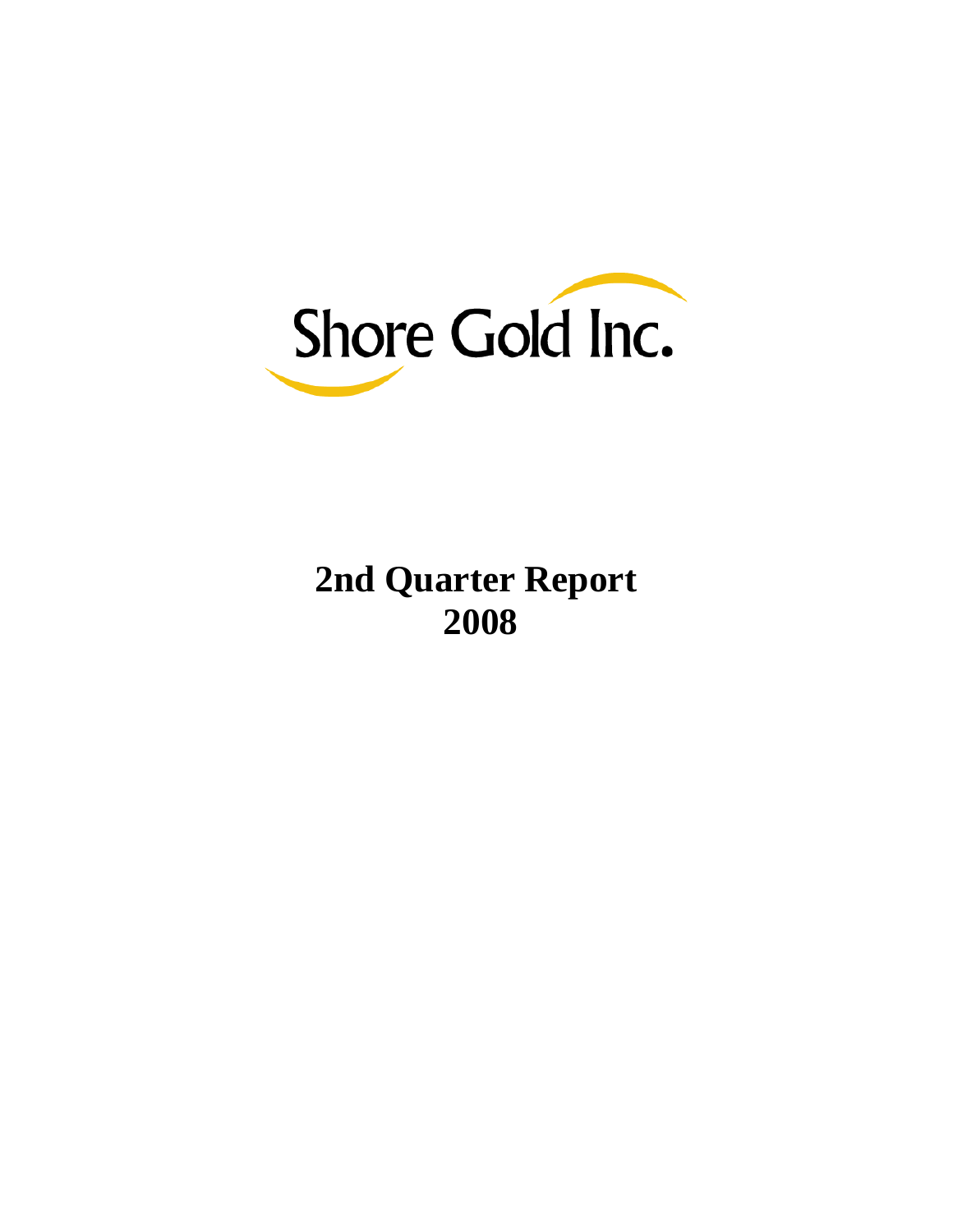Shore Gold Inc.

# 2nd Quarter Report 2008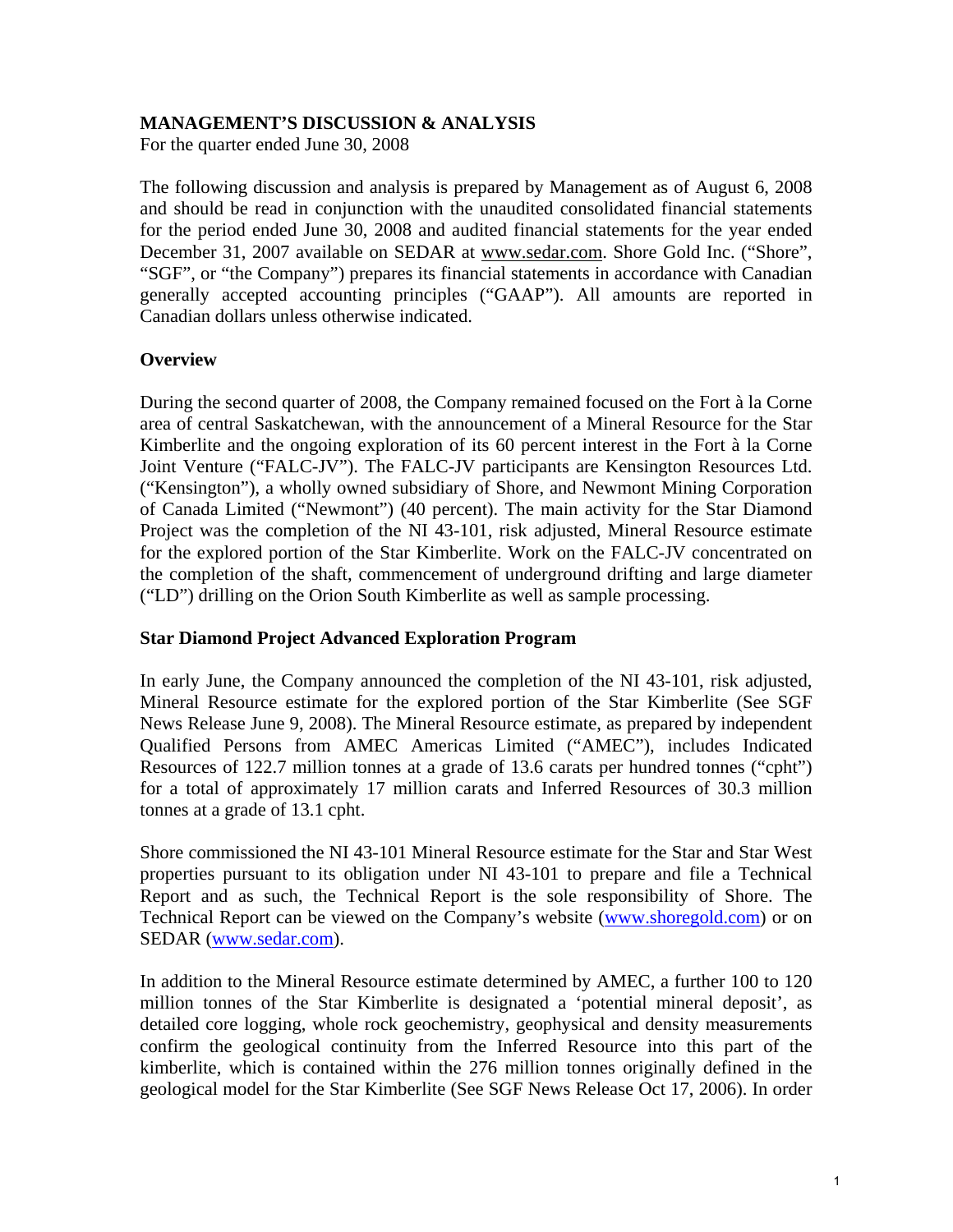# MANAGEMENT'S DISCUSSION & ANALYSIS

For the quarter ended June 30, 2008

The following discussion and analysis is prepared by Management as of August 6, 2008 and should be read in conjunction with the unaudited consolidated financial statements for the period ended June 30, 2008 and audited financial statements for the year ended December 31, 2007 available on SEDAR at www.sedar.com. Shore Gold Inc. ("Shore", "SGF", or "the Company") prepares its financial statements in accordance with Canadian generally accepted accounting principles ("GAAP"). All amounts are reported in Canadian dollars unless otherwise indicated.

## Overview

During the second quarter of 2008, the Company remained focused on the Fort à la Corne area of central Saskatchewan, with the announcement of a Mineral Resource for the Star Kimberlite and the ongoing exploration of its 60 percent interest in the Fort à la Corne Joint Venture ("FALC-JV"). The FALC-JV participants are Kensington Resources Ltd. ("Kensington"), a wholly owned subsidiary of Shore, and Newmont Mining Corporation of Canada Limited ("Newmont") (40 percent). The main activity for the Star Diamond Project was the completion of the NI 43-101, risk adjusted, Mineral Resource estimate for the explored portion of the Star Kimberlite. Work on the FALC-JV concentrated on the completion of the shaft, commencement of underground drifting and large diameter ("LD") drilling on the Orion South Kimberlite as well as sample processing.

## Star Diamond Project Advanced Exploration Program

In early June, the Company announced the completion of the NI 43-101, risk adjusted, Mineral Resource estimate for the explored portion of the Star Kimberlite (See SGF News Release June 9, 2008). The Mineral Resource estimate, as prepared by independent Qualified Persons from AMEC Americas Limited ("AMEC"), includes Indicated Resources of 122.7 million tonnes at a grade of 13.6 carats per hundred tonnes ("cpht") for a total of approximately 17 million carats and Inferred Resources of 30.3 million tonnes at a grade of 13.1 cpht.

Shore commissioned the NI 43-101 Mineral Resource estimate for the Star and Star West properties pursuant to its obligation under NI 43-101 to prepare and file a Technical Report and as such, the Technical Report is the sole responsibility of Shore. The Technical Report can be viewed on the Company's website (www.shoregold.com) or on SEDAR (www.sedar.com).

In addition to the Mineral Resource estimate determined by AMEC, a further 100 to 120 million tonnes of the Star Kimberlite is designated a 'potential mineral deposit', as detailed core logging, whole rock geochemistry, geophysical and density measurements confirm the geological continuity from the Inferred Resource into this part of the kimberlite, which is contained within the 276 million tonnes originally defined in the geological model for the Star Kimberlite (See SGF News Release Oct 17, 2006). In order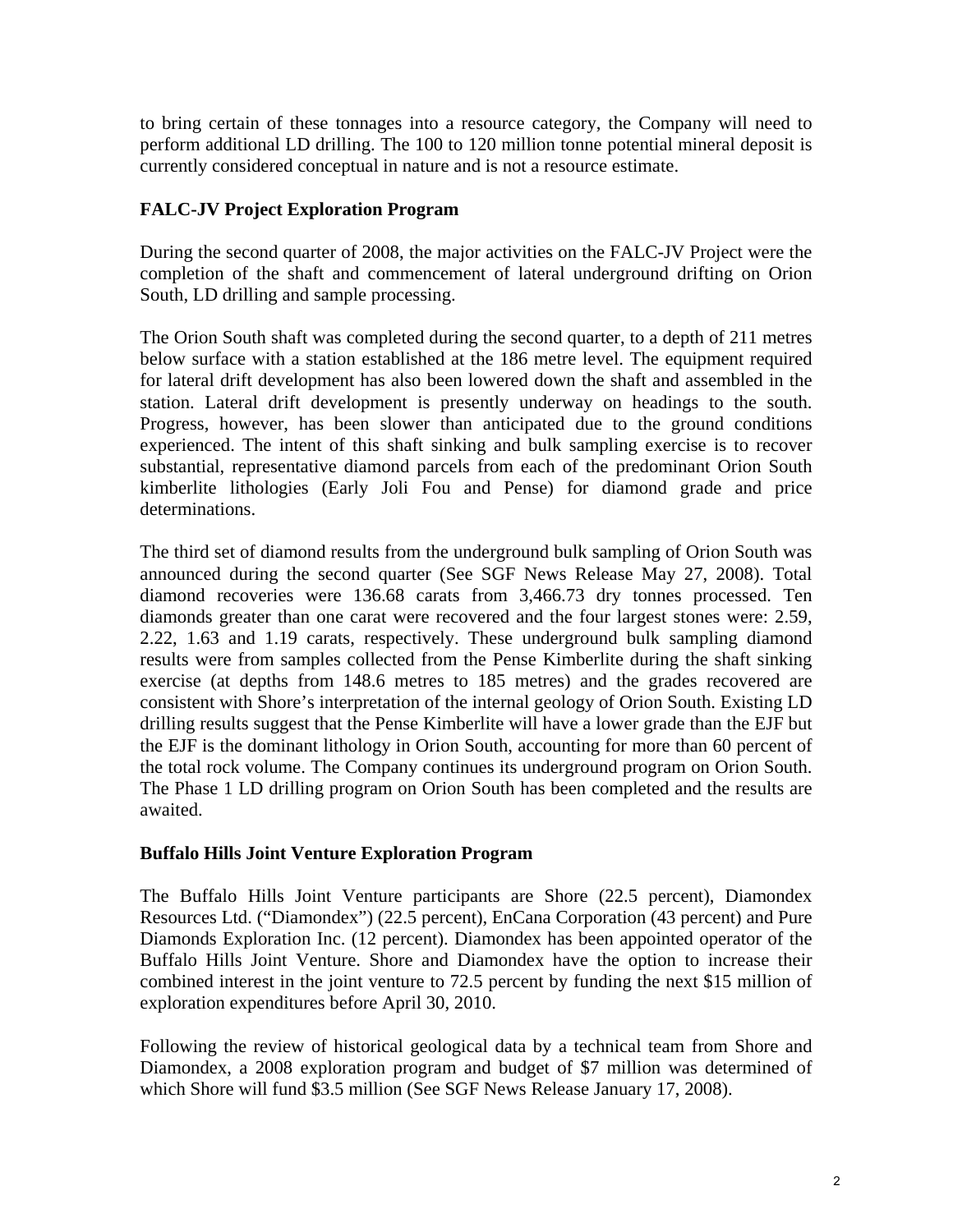to bring certain of these tonnages into a resource category, the Company will need to perform additional LD drilling. The 100 to 120 million tonne potential mineral deposit is currently considered conceptual in nature and is not a resource estimate.

## FALC-JV Project Exploration Program

During the second quarter of 2008, the major activities on the FALC-JV Project were the completion of the shaft and commencement of lateral underground drifting on Orion South, LD drilling and sample processing.

The Orion South shaft was completed during the second quarter, to a depth of 211 metres below surface with a station established at the 186 metre level. The equipment required for lateral drift development has also been lowered down the shaft and assembled in the station. Lateral drift development is presently underway on headings to the south. Progress, however, has been slower than anticipated due to the ground conditions experienced. The intent of this shaft sinking and bulk sampling exercise is to recover substantial, representative diamond parcels from each of the predominant Orion South kimberlite lithologies (Early Joli Fou and Pense) for diamond grade and price determinations.

The third set of diamond results from the underground bulk sampling of Orion South was announced during the second quarter (See SGF News Release May 27, 2008). Total diamond recoveries were 136.68 carats from 3,466.73 dry tonnes processed. Ten diamonds greater than one carat were recovered and the four largest stones were: 2.59, 2.22, 1.63 and 1.19 carats, respectively. These underground bulk sampling diamond results were from samples collected from the Pense Kimberlite during the shaft sinking exercise (at depths from 148.6 metres to 185 metres) and the grades recovered are consistent with Shore's interpretation of the internal geology of Orion South. Existing LD drilling results suggest that the Pense Kimberlite will have a lower grade than the EJF but the EJF is the dominant lithology in Orion South, accounting for more than 60 percent of the total rock volume. The Company continues its underground program on Orion South. The Phase 1 LD drilling program on Orion South has been completed and the results are awaited.

## Buffalo Hills Joint Venture Exploration Program

The Buffalo Hills Joint Venture participants are Shore (22.5 percent), Diamondex Resources Ltd. ("Diamondex") (22.5 percent), EnCana Corporation (43 percent) and Pure Diamonds Exploration Inc. (12 percent). Diamondex has been appointed operator of the Buffalo Hills Joint Venture. Shore and Diamondex have the option to increase their combined interest in the joint venture to 72.5 percent by funding the next $15 million of exploration expenditures before April 30, 2010.

Following the review of historical geological data by a technical team from Shore and Diamondex, a 2008 exploration program and budget of $7 million was determined of which Shore will fund $3.5 million (See SGF News Release January 17, 2008).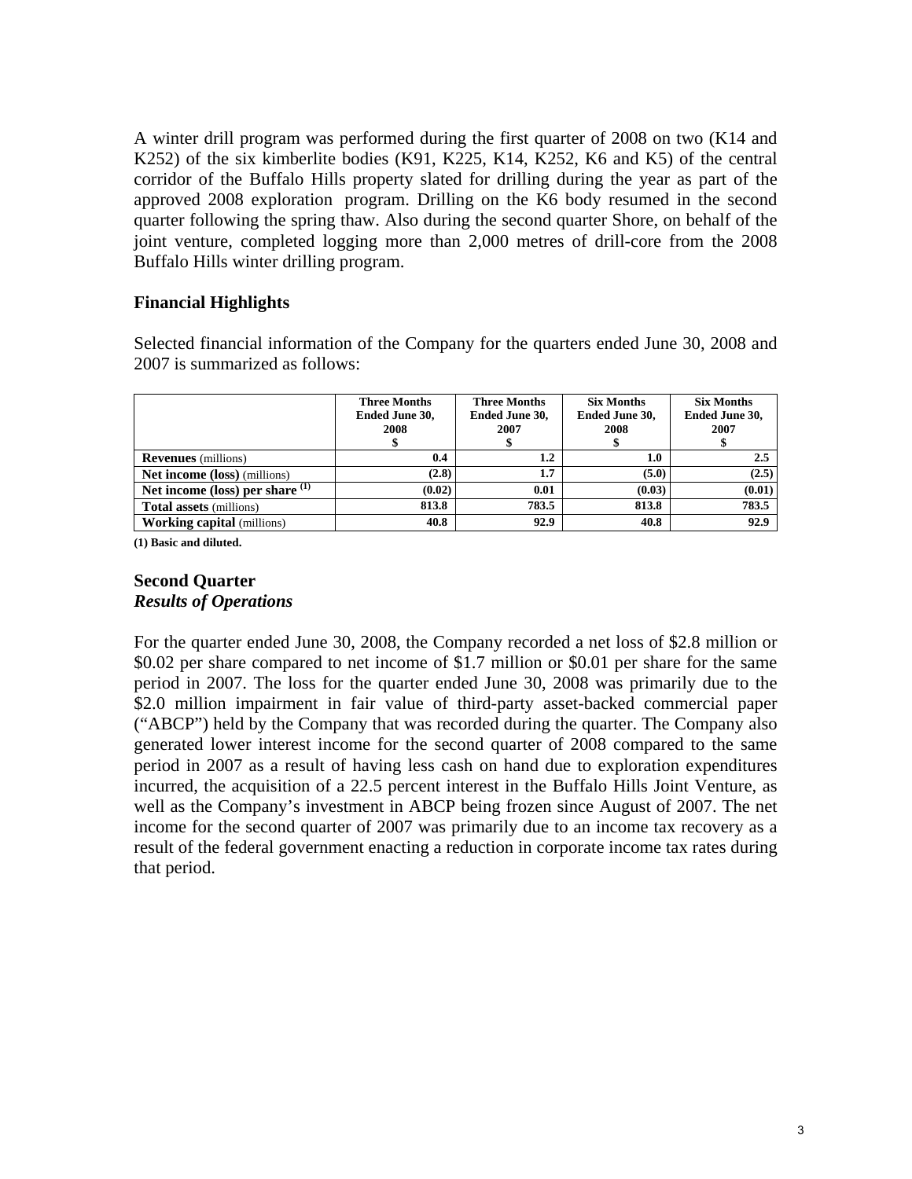A winter drill program was performed during the first quarter of 2008 on two (K14 and K252) of the six kimberlite bodies (K91, K225, K14, K252, K6 and K5) of the central corridor of the Buffalo Hills property slated for drilling during the year as part of the approved 2008 exploration program. Drilling on the K6 body resumed in the second quarter following the spring thaw. Also during the second quarter Shore, on behalf of the joint venture, completed logging more than 2,000 metres of drill-core from the 2008 Buffalo Hills winter drilling program.

## Financial Highlights

Selected financial information of the Company for the quarters ended June 30, 2008 and 2007 is summarized as follows:

| | Three Months Ended June 30, 2008 $ | Three Months Ended June 30, 2007 $ | Six Months Ended June 30, 2008 $ | Six Months Ended June 30, 2007 $ |
|---|---|---|---|---|
| **Revenues** (millions) | **0.4** | **1.2** | **1.0** | **2.5** |
| **Net income (loss)** (millions) | **(2.8)** | **1.7** | **(5.0)** | **(2.5)** |
| **Net income (loss) per share** (1) | **(0.02)** | **0.01** | **(0.03)** | **(0.01)** |
| **Total assets** (millions) | **813.8** | **783.5** | **813.8** | **783.5** |
| **Working capital** (millions) | **40.8** | **92.9** | **40.8** | **92.9** |

**(1) Basic and diluted.**

## Second Quarter
### *Results of Operations*

For the quarter ended June 30, 2008, the Company recorded a net loss of $2.8 million or $0.02 per share compared to net income of $1.7 million or $0.01 per share for the same period in 2007. The loss for the quarter ended June 30, 2008 was primarily due to the $2.0 million impairment in fair value of third-party asset-backed commercial paper ("ABCP") held by the Company that was recorded during the quarter. The Company also generated lower interest income for the second quarter of 2008 compared to the same period in 2007 as a result of having less cash on hand due to exploration expenditures incurred, the acquisition of a 22.5 percent interest in the Buffalo Hills Joint Venture, as well as the Company's investment in ABCP being frozen since August of 2007. The net income for the second quarter of 2007 was primarily due to an income tax recovery as a result of the federal government enacting a reduction in corporate income tax rates during that period.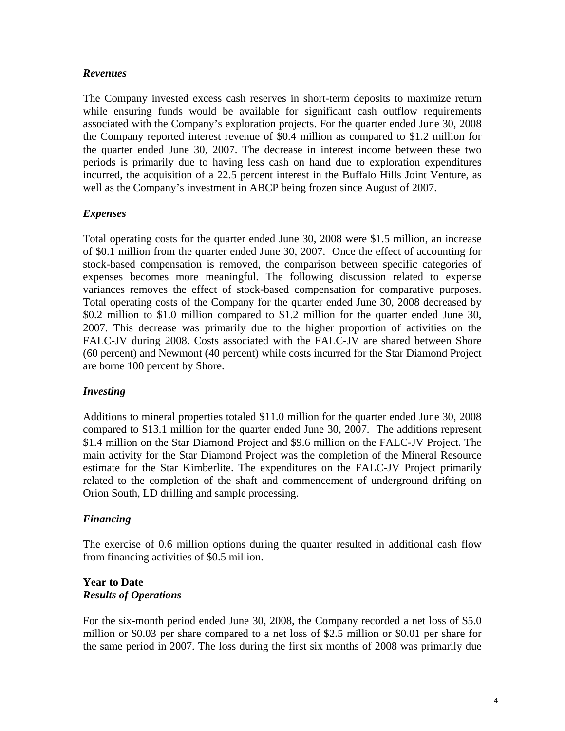*Revenues*

The Company invested excess cash reserves in short-term deposits to maximize return while ensuring funds would be available for significant cash outflow requirements associated with the Company's exploration projects. For the quarter ended June 30, 2008 the Company reported interest revenue of $0.4 million as compared to $1.2 million for the quarter ended June 30, 2007. The decrease in interest income between these two periods is primarily due to having less cash on hand due to exploration expenditures incurred, the acquisition of a 22.5 percent interest in the Buffalo Hills Joint Venture, as well as the Company's investment in ABCP being frozen since August of 2007.

*Expenses*

Total operating costs for the quarter ended June 30, 2008 were $1.5 million, an increase of $0.1 million from the quarter ended June 30, 2007. Once the effect of accounting for stock-based compensation is removed, the comparison between specific categories of expenses becomes more meaningful. The following discussion related to expense variances removes the effect of stock-based compensation for comparative purposes. Total operating costs of the Company for the quarter ended June 30, 2008 decreased by $0.2 million to $1.0 million compared to $1.2 million for the quarter ended June 30, 2007. This decrease was primarily due to the higher proportion of activities on the FALC-JV during 2008. Costs associated with the FALC-JV are shared between Shore (60 percent) and Newmont (40 percent) while costs incurred for the Star Diamond Project are borne 100 percent by Shore.

*Investing*

Additions to mineral properties totaled $11.0 million for the quarter ended June 30, 2008 compared to $13.1 million for the quarter ended June 30, 2007. The additions represent $1.4 million on the Star Diamond Project and $9.6 million on the FALC-JV Project. The main activity for the Star Diamond Project was the completion of the Mineral Resource estimate for the Star Kimberlite. The expenditures on the FALC-JV Project primarily related to the completion of the shaft and commencement of underground drifting on Orion South, LD drilling and sample processing.

*Financing*

The exercise of 0.6 million options during the quarter resulted in additional cash flow from financing activities of $0.5 million.

**Year to Date**
***Results of Operations***

For the six-month period ended June 30, 2008, the Company recorded a net loss of $5.0 million or $0.03 per share compared to a net loss of $2.5 million or $0.01 per share for the same period in 2007. The loss during the first six months of 2008 was primarily due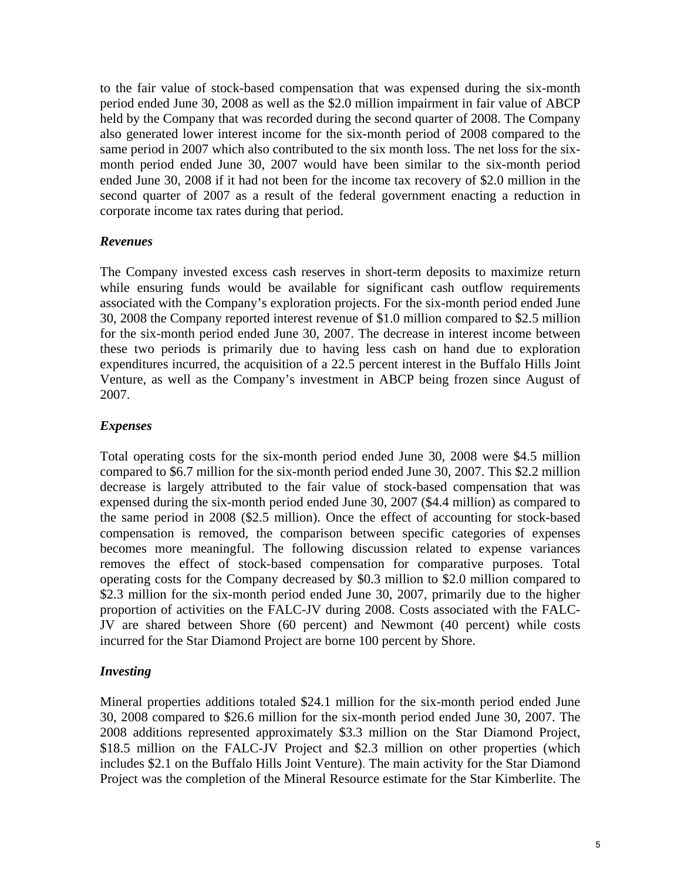to the fair value of stock-based compensation that was expensed during the six-month period ended June 30, 2008 as well as the $2.0 million impairment in fair value of ABCP held by the Company that was recorded during the second quarter of 2008. The Company also generated lower interest income for the six-month period of 2008 compared to the same period in 2007 which also contributed to the six month loss. The net loss for the six-month period ended June 30, 2007 would have been similar to the six-month period ended June 30, 2008 if it had not been for the income tax recovery of $2.0 million in the second quarter of 2007 as a result of the federal government enacting a reduction in corporate income tax rates during that period.

### *Revenues*

The Company invested excess cash reserves in short-term deposits to maximize return while ensuring funds would be available for significant cash outflow requirements associated with the Company's exploration projects. For the six-month period ended June 30, 2008 the Company reported interest revenue of $1.0 million compared to $2.5 million for the six-month period ended June 30, 2007. The decrease in interest income between these two periods is primarily due to having less cash on hand due to exploration expenditures incurred, the acquisition of a 22.5 percent interest in the Buffalo Hills Joint Venture, as well as the Company's investment in ABCP being frozen since August of 2007.

### *Expenses*

Total operating costs for the six-month period ended June 30, 2008 were $4.5 million compared to $6.7 million for the six-month period ended June 30, 2007. This $2.2 million decrease is largely attributed to the fair value of stock-based compensation that was expensed during the six-month period ended June 30, 2007 ($4.4 million) as compared to the same period in 2008 ($2.5 million). Once the effect of accounting for stock-based compensation is removed, the comparison between specific categories of expenses becomes more meaningful. The following discussion related to expense variances removes the effect of stock-based compensation for comparative purposes. Total operating costs for the Company decreased by $0.3 million to $2.0 million compared to $2.3 million for the six-month period ended June 30, 2007, primarily due to the higher proportion of activities on the FALC-JV during 2008. Costs associated with the FALC-JV are shared between Shore (60 percent) and Newmont (40 percent) while costs incurred for the Star Diamond Project are borne 100 percent by Shore.

### *Investing*

Mineral properties additions totaled $24.1 million for the six-month period ended June 30, 2008 compared to $26.6 million for the six-month period ended June 30, 2007. The 2008 additions represented approximately $3.3 million on the Star Diamond Project, $18.5 million on the FALC-JV Project and $2.3 million on other properties (which includes $2.1 on the Buffalo Hills Joint Venture). The main activity for the Star Diamond Project was the completion of the Mineral Resource estimate for the Star Kimberlite. The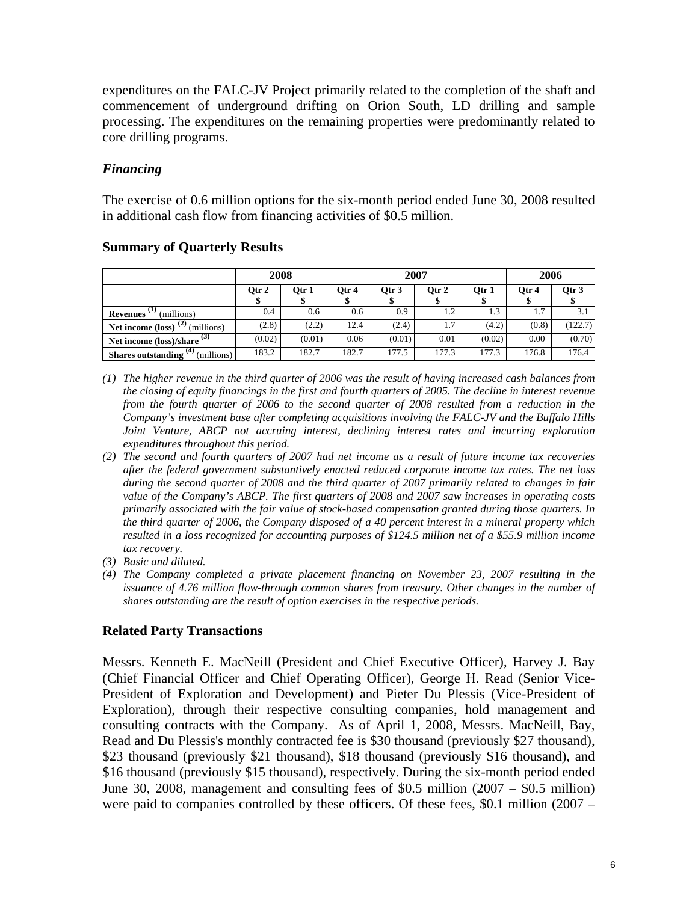expenditures on the FALC-JV Project primarily related to the completion of the shaft and commencement of underground drifting on Orion South, LD drilling and sample processing. The expenditures on the remaining properties were predominantly related to core drilling programs.

### *Financing*

The exercise of 0.6 million options for the six-month period ended June 30, 2008 resulted in additional cash flow from financing activities of $0.5 million.

### Summary of Quarterly Results

| | 2008 | | 2007 | | | | 2006 | |
|---|---|---|---|---|---|---|---|---|
| | Qtr 2 $ | Qtr 1 $ | Qtr 4 $ | Qtr 3 $ | Qtr 2 $ | Qtr 1 $ | Qtr 4 $ | Qtr 3 $ |
| **Revenues** (1) (millions) | 0.4 | 0.6 | 0.6 | 0.9 | 1.2 | 1.3 | 1.7 | 3.1 |
| **Net income (loss)** (2) (millions) | (2.8) | (2.2) | 12.4 | (2.4) | 1.7 | (4.2) | (0.8) | (122.7) |
| **Net income (loss)/share** (3) | (0.02) | (0.01) | 0.06 | (0.01) | 0.01 | (0.02) | 0.00 | (0.70) |
| **Shares outstanding** (4) (millions) | 183.2 | 182.7 | 182.7 | 177.5 | 177.3 | 177.3 | 176.8 | 176.4 |

1. *The higher revenue in the third quarter of 2006 was the result of having increased cash balances from the closing of equity financings in the first and fourth quarters of 2005. The decline in interest revenue from the fourth quarter of 2006 to the second quarter of 2008 resulted from a reduction in the Company's investment base after completing acquisitions involving the FALC-JV and the Buffalo Hills Joint Venture, ABCP not accruing interest, declining interest rates and incurring exploration expenditures throughout this period.*
2. *The second and fourth quarters of 2007 had net income as a result of future income tax recoveries after the federal government substantively enacted reduced corporate income tax rates. The net loss during the second quarter of 2008 and the third quarter of 2007 primarily related to changes in fair value of the Company's ABCP. The first quarters of 2008 and 2007 saw increases in operating costs primarily associated with the fair value of stock-based compensation granted during those quarters. In the third quarter of 2006, the Company disposed of a 40 percent interest in a mineral property which resulted in a loss recognized for accounting purposes of $124.5 million net of a $55.9 million income tax recovery.*
3. *Basic and diluted.*
4. *The Company completed a private placement financing on November 23, 2007 resulting in the issuance of 4.76 million flow-through common shares from treasury. Other changes in the number of shares outstanding are the result of option exercises in the respective periods.*

### Related Party Transactions

Messrs. Kenneth E. MacNeill (President and Chief Executive Officer), Harvey J. Bay (Chief Financial Officer and Chief Operating Officer), George H. Read (Senior Vice-President of Exploration and Development) and Pieter Du Plessis (Vice-President of Exploration), through their respective consulting companies, hold management and consulting contracts with the Company. As of April 1, 2008, Messrs. MacNeill, Bay, Read and Du Plessis's monthly contracted fee is $30 thousand (previously $27 thousand), $23 thousand (previously $21 thousand), $18 thousand (previously $16 thousand), and $16 thousand (previously $15 thousand), respectively. During the six-month period ended June 30, 2008, management and consulting fees of $0.5 million (2007 – $0.5 million) were paid to companies controlled by these officers. Of these fees, $0.1 million (2007 –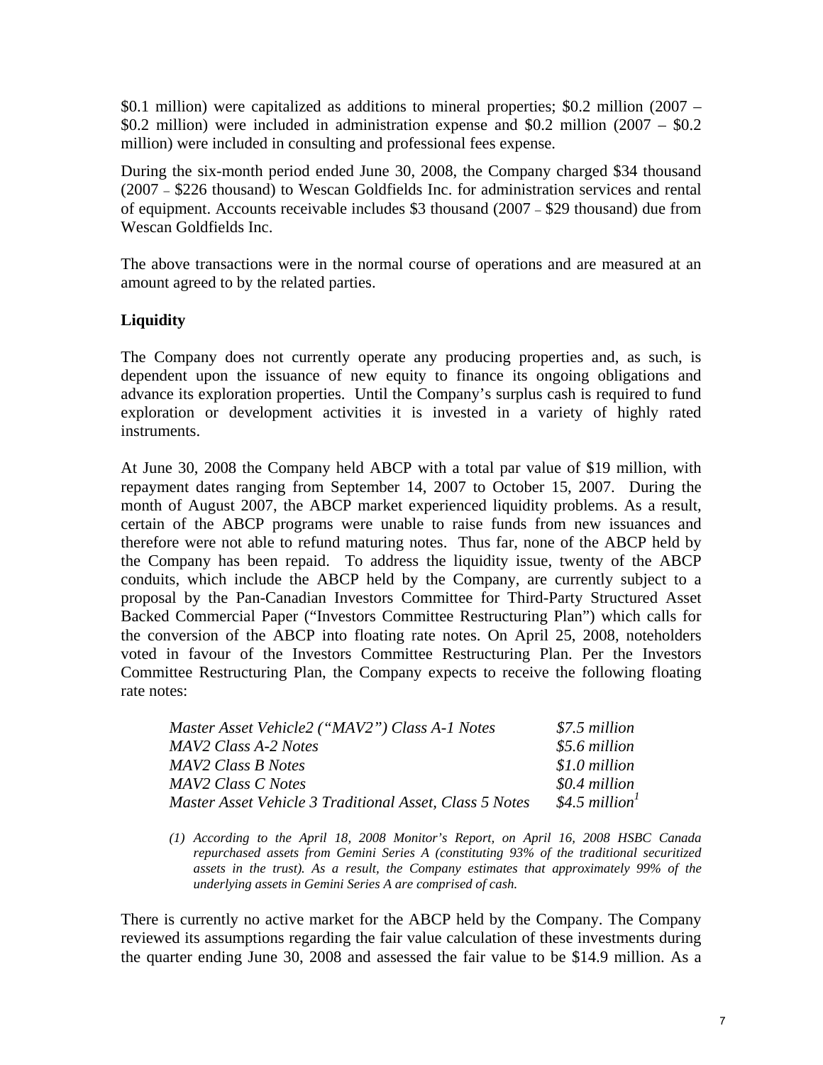$0.1 million) were capitalized as additions to mineral properties; $0.2 million (2007 – $0.2 million) were included in administration expense and $0.2 million (2007 – $0.2 million) were included in consulting and professional fees expense.

During the six-month period ended June 30, 2008, the Company charged $34 thousand (2007 – $226 thousand) to Wescan Goldfields Inc. for administration services and rental of equipment. Accounts receivable includes $3 thousand (2007 – $29 thousand) due from Wescan Goldfields Inc.

The above transactions were in the normal course of operations and are measured at an amount agreed to by the related parties.

**Liquidity**

The Company does not currently operate any producing properties and, as such, is dependent upon the issuance of new equity to finance its ongoing obligations and advance its exploration properties. Until the Company's surplus cash is required to fund exploration or development activities it is invested in a variety of highly rated instruments.

At June 30, 2008 the Company held ABCP with a total par value of $19 million, with repayment dates ranging from September 14, 2007 to October 15, 2007. During the month of August 2007, the ABCP market experienced liquidity problems. As a result, certain of the ABCP programs were unable to raise funds from new issuances and therefore were not able to refund maturing notes. Thus far, none of the ABCP held by the Company has been repaid. To address the liquidity issue, twenty of the ABCP conduits, which include the ABCP held by the Company, are currently subject to a proposal by the Pan-Canadian Investors Committee for Third-Party Structured Asset Backed Commercial Paper ("Investors Committee Restructuring Plan") which calls for the conversion of the ABCP into floating rate notes. On April 25, 2008, noteholders voted in favour of the Investors Committee Restructuring Plan. Per the Investors Committee Restructuring Plan, the Company expects to receive the following floating rate notes:

| | |
|---|---|
| *Master Asset Vehicle2 ("MAV2") Class A-1 Notes* | *$7.5 million* |
| *MAV2 Class A-2 Notes* | *$5.6 million* |
| *MAV2 Class B Notes* | *$1.0 million* |
| *MAV2 Class C Notes* | *$0.4 million* |
| *Master Asset Vehicle 3 Traditional Asset, Class 5 Notes* | *$4.5 million*[1] |

*(1) According to the April 18, 2008 Monitor's Report, on April 16, 2008 HSBC Canada repurchased assets from Gemini Series A (constituting 93% of the traditional securitized assets in the trust). As a result, the Company estimates that approximately 99% of the underlying assets in Gemini Series A are comprised of cash.*

There is currently no active market for the ABCP held by the Company. The Company reviewed its assumptions regarding the fair value calculation of these investments during the quarter ending June 30, 2008 and assessed the fair value to be $14.9 million. As a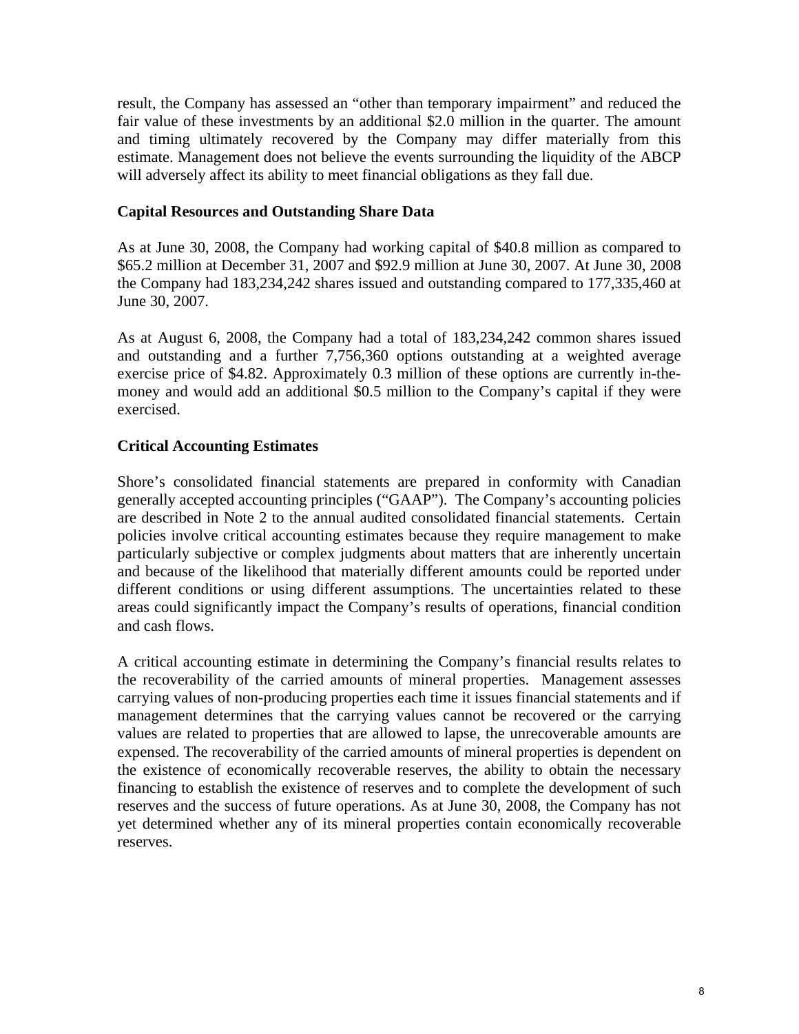result, the Company has assessed an "other than temporary impairment" and reduced the fair value of these investments by an additional $2.0 million in the quarter. The amount and timing ultimately recovered by the Company may differ materially from this estimate. Management does not believe the events surrounding the liquidity of the ABCP will adversely affect its ability to meet financial obligations as they fall due.

**Capital Resources and Outstanding Share Data**

As at June 30, 2008, the Company had working capital of $40.8 million as compared to $65.2 million at December 31, 2007 and $92.9 million at June 30, 2007. At June 30, 2008 the Company had 183,234,242 shares issued and outstanding compared to 177,335,460 at June 30, 2007.

As at August 6, 2008, the Company had a total of 183,234,242 common shares issued and outstanding and a further 7,756,360 options outstanding at a weighted average exercise price of $4.82. Approximately 0.3 million of these options are currently in-the-money and would add an additional $0.5 million to the Company's capital if they were exercised.

**Critical Accounting Estimates**

Shore's consolidated financial statements are prepared in conformity with Canadian generally accepted accounting principles ("GAAP"). The Company's accounting policies are described in Note 2 to the annual audited consolidated financial statements. Certain policies involve critical accounting estimates because they require management to make particularly subjective or complex judgments about matters that are inherently uncertain and because of the likelihood that materially different amounts could be reported under different conditions or using different assumptions. The uncertainties related to these areas could significantly impact the Company's results of operations, financial condition and cash flows.

A critical accounting estimate in determining the Company's financial results relates to the recoverability of the carried amounts of mineral properties. Management assesses carrying values of non-producing properties each time it issues financial statements and if management determines that the carrying values cannot be recovered or the carrying values are related to properties that are allowed to lapse, the unrecoverable amounts are expensed. The recoverability of the carried amounts of mineral properties is dependent on the existence of economically recoverable reserves, the ability to obtain the necessary financing to establish the existence of reserves and to complete the development of such reserves and the success of future operations. As at June 30, 2008, the Company has not yet determined whether any of its mineral properties contain economically recoverable reserves.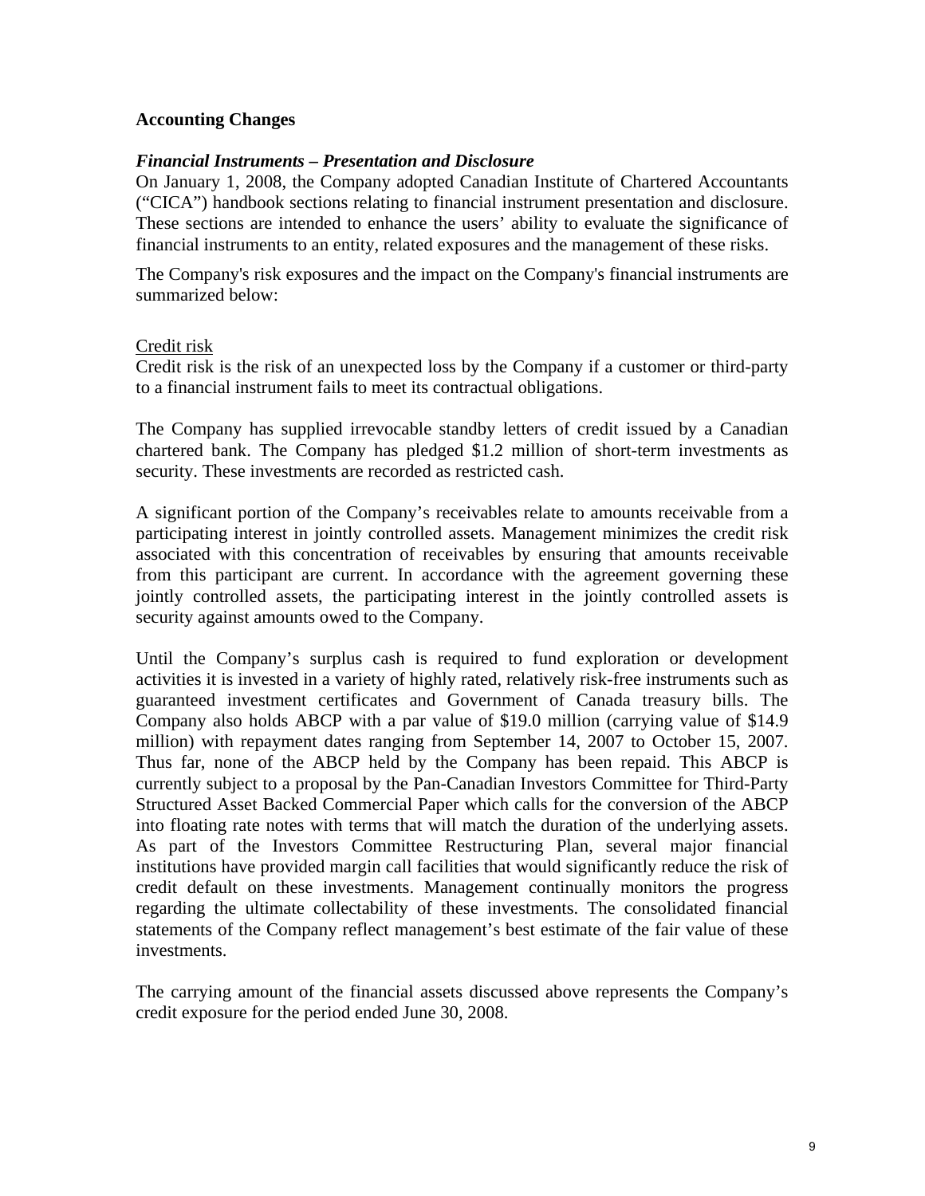## Accounting Changes

### *Financial Instruments – Presentation and Disclosure*

On January 1, 2008, the Company adopted Canadian Institute of Chartered Accountants ("CICA") handbook sections relating to financial instrument presentation and disclosure. These sections are intended to enhance the users' ability to evaluate the significance of financial instruments to an entity, related exposures and the management of these risks.

The Company's risk exposures and the impact on the Company's financial instruments are summarized below:

<u>Credit risk</u>

Credit risk is the risk of an unexpected loss by the Company if a customer or third-party to a financial instrument fails to meet its contractual obligations.

The Company has supplied irrevocable standby letters of credit issued by a Canadian chartered bank. The Company has pledged $1.2 million of short-term investments as security. These investments are recorded as restricted cash.

A significant portion of the Company's receivables relate to amounts receivable from a participating interest in jointly controlled assets. Management minimizes the credit risk associated with this concentration of receivables by ensuring that amounts receivable from this participant are current. In accordance with the agreement governing these jointly controlled assets, the participating interest in the jointly controlled assets is security against amounts owed to the Company.

Until the Company's surplus cash is required to fund exploration or development activities it is invested in a variety of highly rated, relatively risk-free instruments such as guaranteed investment certificates and Government of Canada treasury bills. The Company also holds ABCP with a par value of $19.0 million (carrying value of $14.9 million) with repayment dates ranging from September 14, 2007 to October 15, 2007. Thus far, none of the ABCP held by the Company has been repaid. This ABCP is currently subject to a proposal by the Pan-Canadian Investors Committee for Third-Party Structured Asset Backed Commercial Paper which calls for the conversion of the ABCP into floating rate notes with terms that will match the duration of the underlying assets. As part of the Investors Committee Restructuring Plan, several major financial institutions have provided margin call facilities that would significantly reduce the risk of credit default on these investments. Management continually monitors the progress regarding the ultimate collectability of these investments. The consolidated financial statements of the Company reflect management's best estimate of the fair value of these investments.

The carrying amount of the financial assets discussed above represents the Company's credit exposure for the period ended June 30, 2008.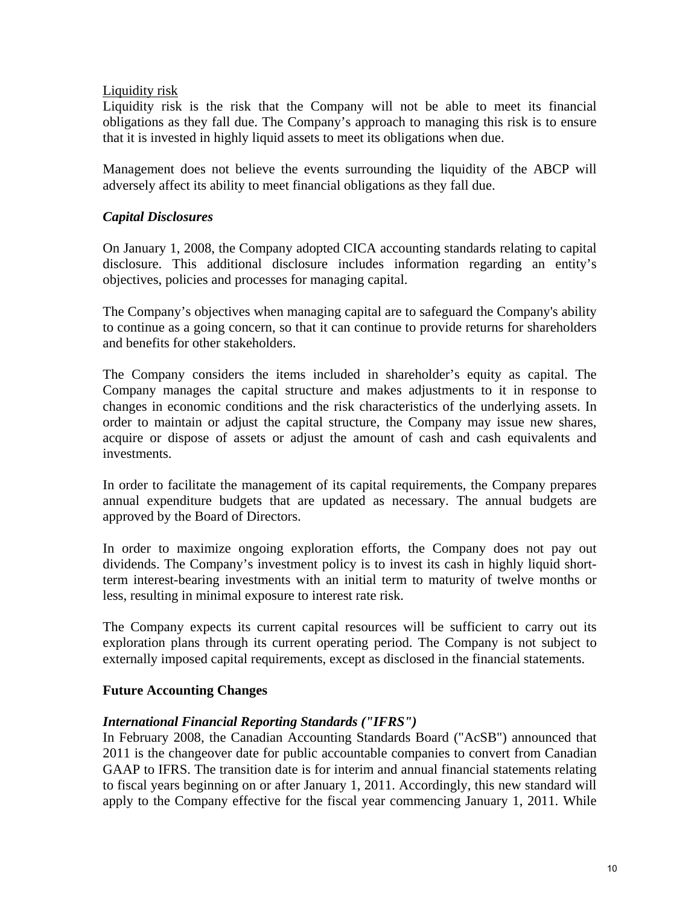Liquidity risk

Liquidity risk is the risk that the Company will not be able to meet its financial obligations as they fall due. The Company's approach to managing this risk is to ensure that it is invested in highly liquid assets to meet its obligations when due.

Management does not believe the events surrounding the liquidity of the ABCP will adversely affect its ability to meet financial obligations as they fall due.

### *Capital Disclosures*

On January 1, 2008, the Company adopted CICA accounting standards relating to capital disclosure. This additional disclosure includes information regarding an entity's objectives, policies and processes for managing capital.

The Company's objectives when managing capital are to safeguard the Company's ability to continue as a going concern, so that it can continue to provide returns for shareholders and benefits for other stakeholders.

The Company considers the items included in shareholder's equity as capital. The Company manages the capital structure and makes adjustments to it in response to changes in economic conditions and the risk characteristics of the underlying assets. In order to maintain or adjust the capital structure, the Company may issue new shares, acquire or dispose of assets or adjust the amount of cash and cash equivalents and investments.

In order to facilitate the management of its capital requirements, the Company prepares annual expenditure budgets that are updated as necessary. The annual budgets are approved by the Board of Directors.

In order to maximize ongoing exploration efforts, the Company does not pay out dividends. The Company's investment policy is to invest its cash in highly liquid short-term interest-bearing investments with an initial term to maturity of twelve months or less, resulting in minimal exposure to interest rate risk.

The Company expects its current capital resources will be sufficient to carry out its exploration plans through its current operating period. The Company is not subject to externally imposed capital requirements, except as disclosed in the financial statements.

## Future Accounting Changes

### *International Financial Reporting Standards ("IFRS")*

In February 2008, the Canadian Accounting Standards Board ("AcSB") announced that 2011 is the changeover date for public accountable companies to convert from Canadian GAAP to IFRS. The transition date is for interim and annual financial statements relating to fiscal years beginning on or after January 1, 2011. Accordingly, this new standard will apply to the Company effective for the fiscal year commencing January 1, 2011. While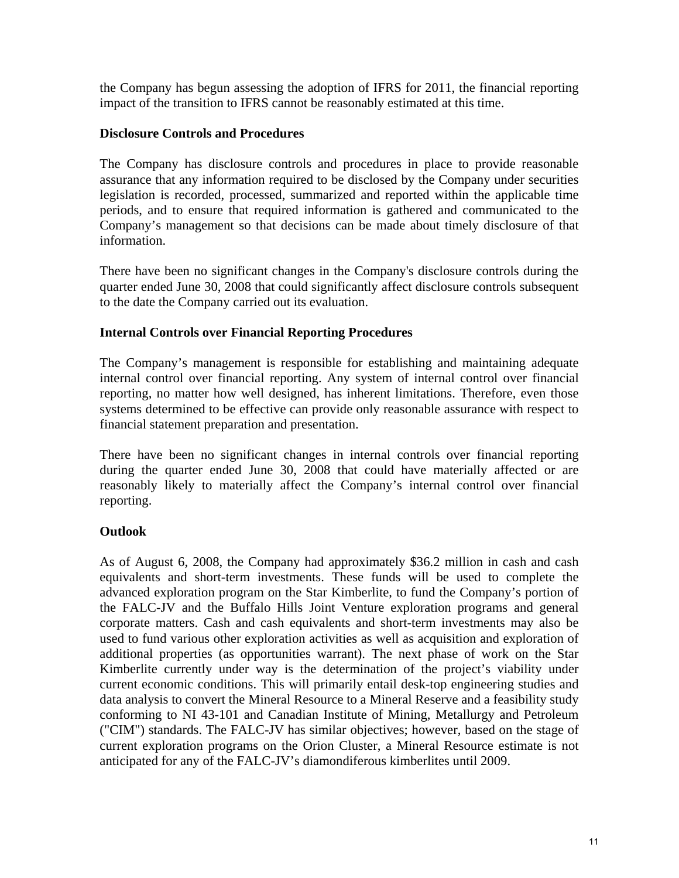the Company has begun assessing the adoption of IFRS for 2011, the financial reporting impact of the transition to IFRS cannot be reasonably estimated at this time.

**Disclosure Controls and Procedures**

The Company has disclosure controls and procedures in place to provide reasonable assurance that any information required to be disclosed by the Company under securities legislation is recorded, processed, summarized and reported within the applicable time periods, and to ensure that required information is gathered and communicated to the Company's management so that decisions can be made about timely disclosure of that information.

There have been no significant changes in the Company's disclosure controls during the quarter ended June 30, 2008 that could significantly affect disclosure controls subsequent to the date the Company carried out its evaluation.

**Internal Controls over Financial Reporting Procedures**

The Company's management is responsible for establishing and maintaining adequate internal control over financial reporting. Any system of internal control over financial reporting, no matter how well designed, has inherent limitations. Therefore, even those systems determined to be effective can provide only reasonable assurance with respect to financial statement preparation and presentation.

There have been no significant changes in internal controls over financial reporting during the quarter ended June 30, 2008 that could have materially affected or are reasonably likely to materially affect the Company's internal control over financial reporting.

**Outlook**

As of August 6, 2008, the Company had approximately $36.2 million in cash and cash equivalents and short-term investments. These funds will be used to complete the advanced exploration program on the Star Kimberlite, to fund the Company's portion of the FALC-JV and the Buffalo Hills Joint Venture exploration programs and general corporate matters. Cash and cash equivalents and short-term investments may also be used to fund various other exploration activities as well as acquisition and exploration of additional properties (as opportunities warrant). The next phase of work on the Star Kimberlite currently under way is the determination of the project's viability under current economic conditions. This will primarily entail desk-top engineering studies and data analysis to convert the Mineral Resource to a Mineral Reserve and a feasibility study conforming to NI 43-101 and Canadian Institute of Mining, Metallurgy and Petroleum ("CIM") standards. The FALC-JV has similar objectives; however, based on the stage of current exploration programs on the Orion Cluster, a Mineral Resource estimate is not anticipated for any of the FALC-JV's diamondiferous kimberlites until 2009.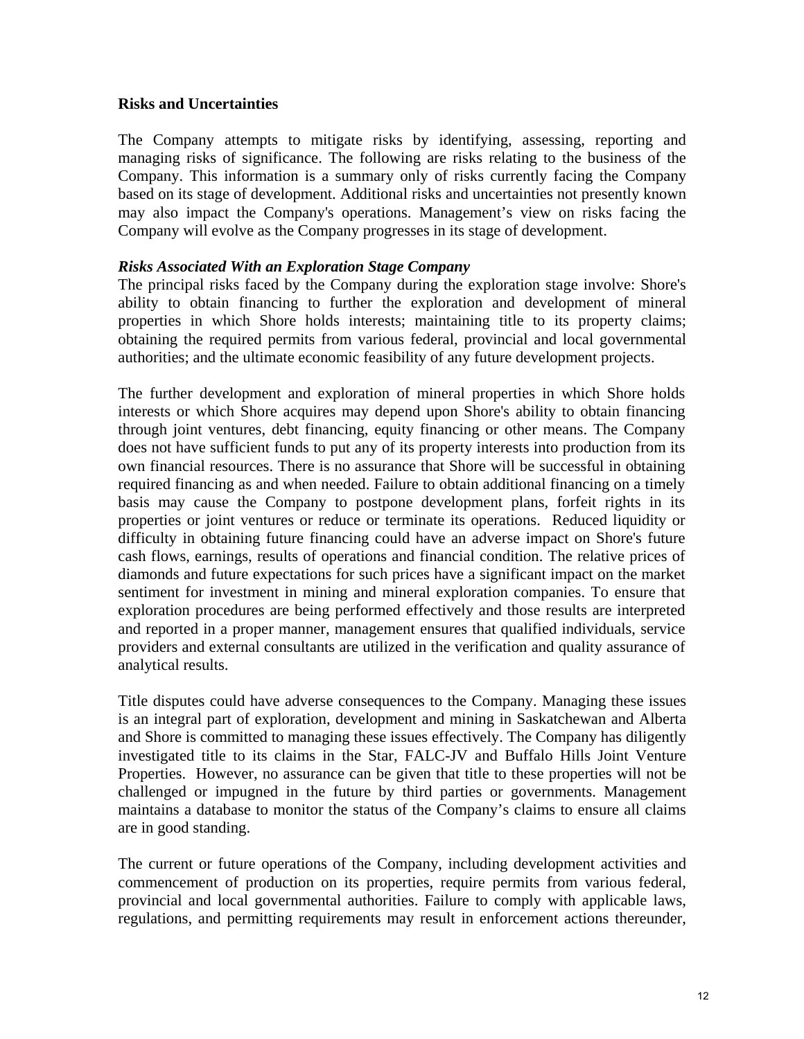## Risks and Uncertainties

The Company attempts to mitigate risks by identifying, assessing, reporting and managing risks of significance. The following are risks relating to the business of the Company. This information is a summary only of risks currently facing the Company based on its stage of development. Additional risks and uncertainties not presently known may also impact the Company's operations. Management's view on risks facing the Company will evolve as the Company progresses in its stage of development.

***Risks Associated With an Exploration Stage Company***

The principal risks faced by the Company during the exploration stage involve: Shore's ability to obtain financing to further the exploration and development of mineral properties in which Shore holds interests; maintaining title to its property claims; obtaining the required permits from various federal, provincial and local governmental authorities; and the ultimate economic feasibility of any future development projects.

The further development and exploration of mineral properties in which Shore holds interests or which Shore acquires may depend upon Shore's ability to obtain financing through joint ventures, debt financing, equity financing or other means. The Company does not have sufficient funds to put any of its property interests into production from its own financial resources. There is no assurance that Shore will be successful in obtaining required financing as and when needed. Failure to obtain additional financing on a timely basis may cause the Company to postpone development plans, forfeit rights in its properties or joint ventures or reduce or terminate its operations. Reduced liquidity or difficulty in obtaining future financing could have an adverse impact on Shore's future cash flows, earnings, results of operations and financial condition. The relative prices of diamonds and future expectations for such prices have a significant impact on the market sentiment for investment in mining and mineral exploration companies. To ensure that exploration procedures are being performed effectively and those results are interpreted and reported in a proper manner, management ensures that qualified individuals, service providers and external consultants are utilized in the verification and quality assurance of analytical results.

Title disputes could have adverse consequences to the Company. Managing these issues is an integral part of exploration, development and mining in Saskatchewan and Alberta and Shore is committed to managing these issues effectively. The Company has diligently investigated title to its claims in the Star, FALC-JV and Buffalo Hills Joint Venture Properties. However, no assurance can be given that title to these properties will not be challenged or impugned in the future by third parties or governments. Management maintains a database to monitor the status of the Company's claims to ensure all claims are in good standing.

The current or future operations of the Company, including development activities and commencement of production on its properties, require permits from various federal, provincial and local governmental authorities. Failure to comply with applicable laws, regulations, and permitting requirements may result in enforcement actions thereunder,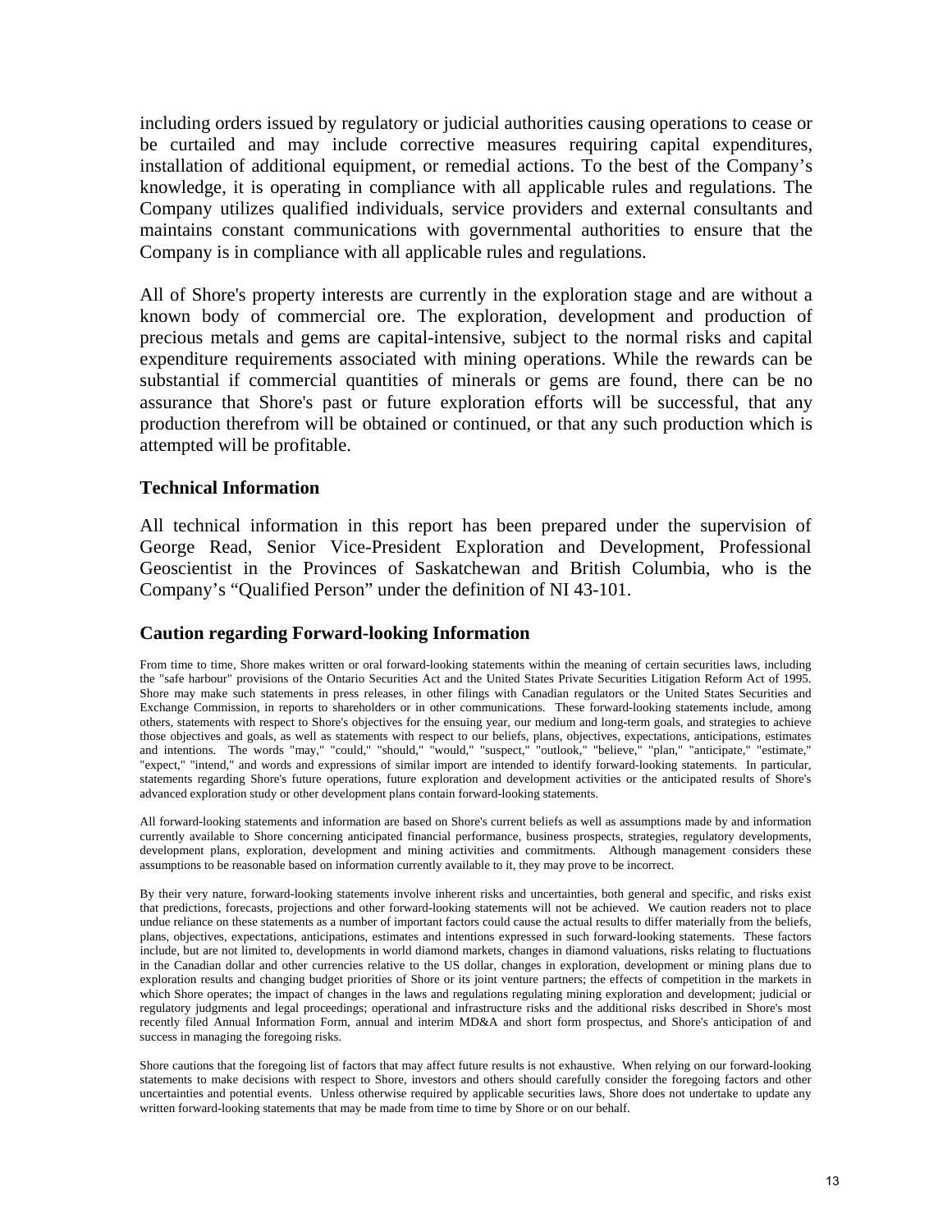including orders issued by regulatory or judicial authorities causing operations to cease or be curtailed and may include corrective measures requiring capital expenditures, installation of additional equipment, or remedial actions. To the best of the Company's knowledge, it is operating in compliance with all applicable rules and regulations. The Company utilizes qualified individuals, service providers and external consultants and maintains constant communications with governmental authorities to ensure that the Company is in compliance with all applicable rules and regulations.

All of Shore's property interests are currently in the exploration stage and are without a known body of commercial ore. The exploration, development and production of precious metals and gems are capital-intensive, subject to the normal risks and capital expenditure requirements associated with mining operations. While the rewards can be substantial if commercial quantities of minerals or gems are found, there can be no assurance that Shore's past or future exploration efforts will be successful, that any production therefrom will be obtained or continued, or that any such production which is attempted will be profitable.

### Technical Information

All technical information in this report has been prepared under the supervision of George Read, Senior Vice-President Exploration and Development, Professional Geoscientist in the Provinces of Saskatchewan and British Columbia, who is the Company's "Qualified Person" under the definition of NI 43-101.

### Caution regarding Forward-looking Information

From time to time, Shore makes written or oral forward-looking statements within the meaning of certain securities laws, including the "safe harbour" provisions of the Ontario Securities Act and the United States Private Securities Litigation Reform Act of 1995. Shore may make such statements in press releases, in other filings with Canadian regulators or the United States Securities and Exchange Commission, in reports to shareholders or in other communications. These forward-looking statements include, among others, statements with respect to Shore's objectives for the ensuing year, our medium and long-term goals, and strategies to achieve those objectives and goals, as well as statements with respect to our beliefs, plans, objectives, expectations, anticipations, estimates and intentions. The words "may," "could," "should," "would," "suspect," "outlook," "believe," "plan," "anticipate," "estimate," "expect," "intend," and words and expressions of similar import are intended to identify forward-looking statements. In particular, statements regarding Shore's future operations, future exploration and development activities or the anticipated results of Shore's advanced exploration study or other development plans contain forward-looking statements.

All forward-looking statements and information are based on Shore's current beliefs as well as assumptions made by and information currently available to Shore concerning anticipated financial performance, business prospects, strategies, regulatory developments, development plans, exploration, development and mining activities and commitments. Although management considers these assumptions to be reasonable based on information currently available to it, they may prove to be incorrect.

By their very nature, forward-looking statements involve inherent risks and uncertainties, both general and specific, and risks exist that predictions, forecasts, projections and other forward-looking statements will not be achieved. We caution readers not to place undue reliance on these statements as a number of important factors could cause the actual results to differ materially from the beliefs, plans, objectives, expectations, anticipations, estimates and intentions expressed in such forward-looking statements. These factors include, but are not limited to, developments in world diamond markets, changes in diamond valuations, risks relating to fluctuations in the Canadian dollar and other currencies relative to the US dollar, changes in exploration, development or mining plans due to exploration results and changing budget priorities of Shore or its joint venture partners; the effects of competition in the markets in which Shore operates; the impact of changes in the laws and regulations regulating mining exploration and development; judicial or regulatory judgments and legal proceedings; operational and infrastructure risks and the additional risks described in Shore's most recently filed Annual Information Form, annual and interim MD&A and short form prospectus, and Shore's anticipation of and success in managing the foregoing risks.

Shore cautions that the foregoing list of factors that may affect future results is not exhaustive. When relying on our forward-looking statements to make decisions with respect to Shore, investors and others should carefully consider the foregoing factors and other uncertainties and potential events. Unless otherwise required by applicable securities laws, Shore does not undertake to update any written forward-looking statements that may be made from time to time by Shore or on our behalf.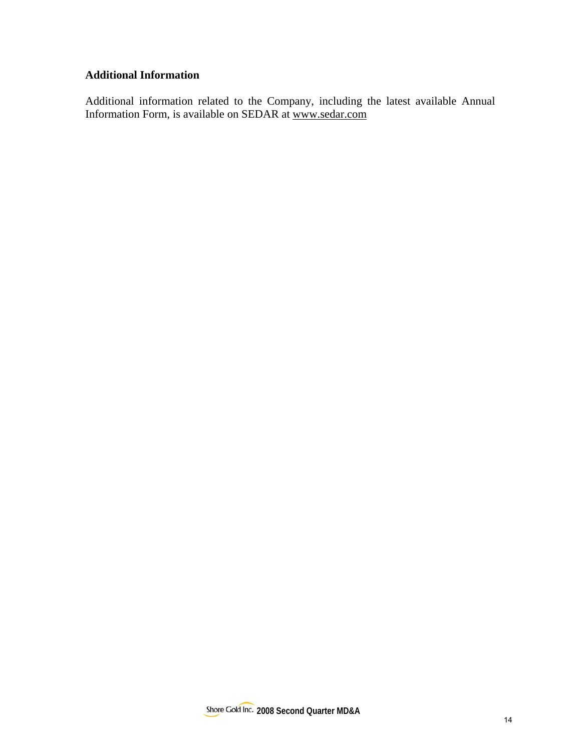## Additional Information

Additional information related to the Company, including the latest available Annual Information Form, is available on SEDAR at www.sedar.com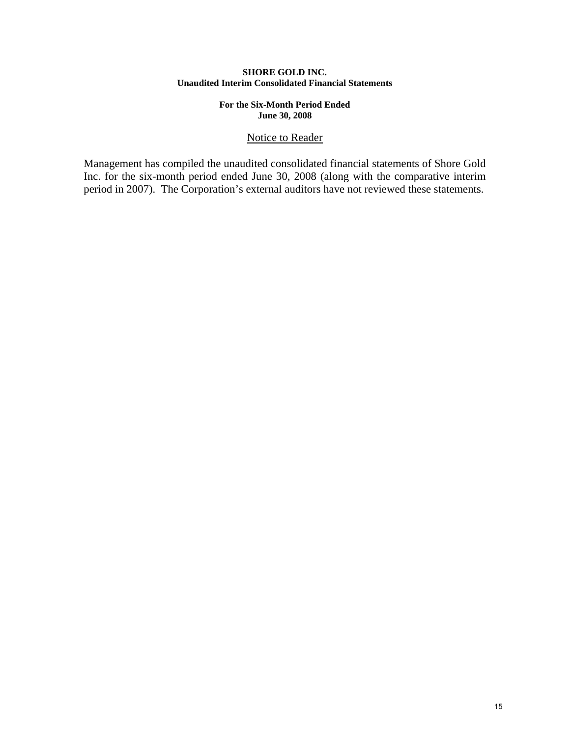**SHORE GOLD INC.**
**Unaudited Interim Consolidated Financial Statements**

**For the Six-Month Period Ended**
**June 30, 2008**

## Notice to Reader

Management has compiled the unaudited consolidated financial statements of Shore Gold Inc. for the six-month period ended June 30, 2008 (along with the comparative interim period in 2007). The Corporation's external auditors have not reviewed these statements.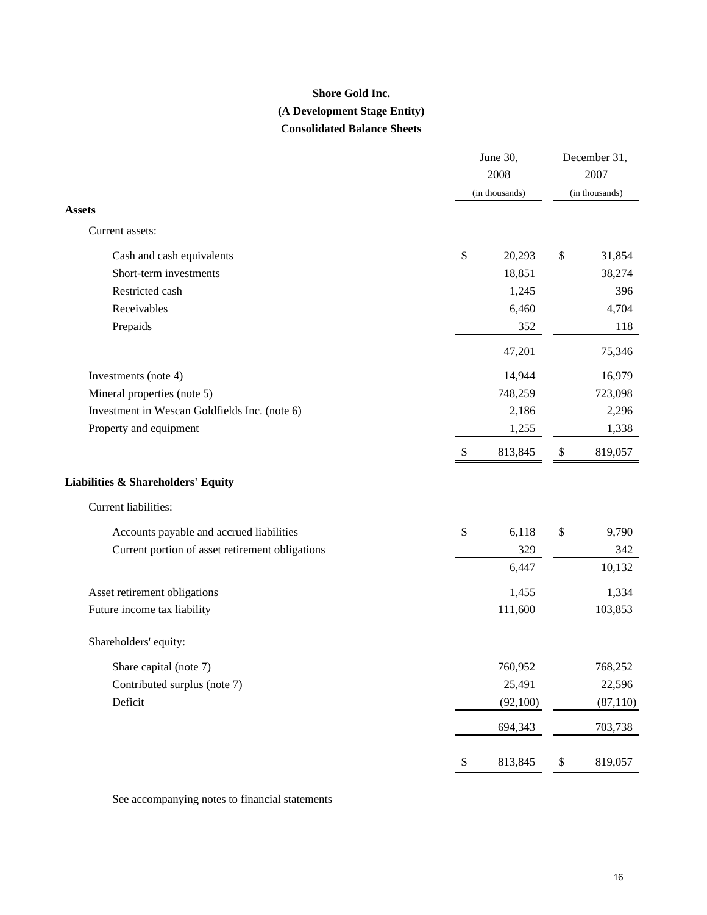# Shore Gold Inc.
## (A Development Stage Entity)
## Consolidated Balance Sheets

| | June 30, 2008 (in thousands) | December 31, 2007 (in thousands) |
|---|---|---|
| **Assets** | | |
| Current assets: | | |
| Cash and cash equivalents | $ 20,293 | $ 31,854 |
| Short-term investments | 18,851 | 38,274 |
| Restricted cash | 1,245 | 396 |
| Receivables | 6,460 | 4,704 |
| Prepaids | 352 | 118 |
| | 47,201 | 75,346 |
| Investments (note 4) | 14,944 | 16,979 |
| Mineral properties (note 5) | 748,259 | 723,098 |
| Investment in Wescan Goldfields Inc. (note 6) | 2,186 | 2,296 |
| Property and equipment | 1,255 | 1,338 |
| | $ 813,845 | $ 819,057 |
| **Liabilities & Shareholders' Equity** | | |
| Current liabilities: | | |
| Accounts payable and accrued liabilities | $ 6,118 | $ 9,790 |
| Current portion of asset retirement obligations | 329 | 342 |
| | 6,447 | 10,132 |
| Asset retirement obligations | 1,455 | 1,334 |
| Future income tax liability | 111,600 | 103,853 |
| Shareholders' equity: | | |
| Share capital (note 7) | 760,952 | 768,252 |
| Contributed surplus (note 7) | 25,491 | 22,596 |
| Deficit | (92,100) | (87,110) |
| | 694,343 | 703,738 |
| | $ 813,845 | $ 819,057 |

See accompanying notes to financial statements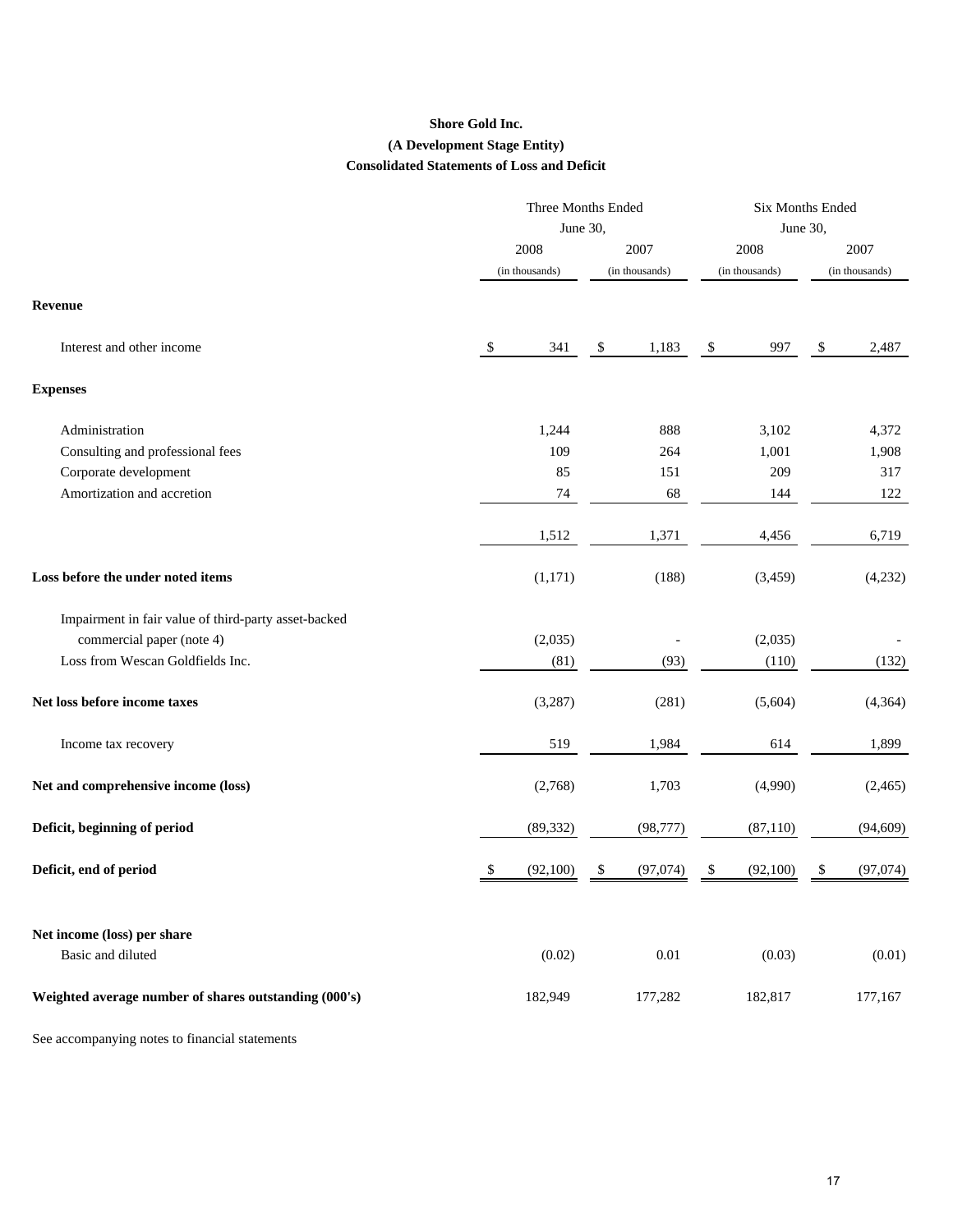**Shore Gold Inc.**

**(A Development Stage Entity)**

**Consolidated Statements of Loss and Deficit**

| | Three Months Ended June 30, | | Six Months Ended June 30, | |
|---|---|---|---|---|
| | 2008 (in thousands) | 2007 (in thousands) | 2008 (in thousands) | 2007 (in thousands) |
| **Revenue** | | | | |
| Interest and other income | $ 341 | $ 1,183 | $ 997 | $ 2,487 |
| **Expenses** | | | | |
| Administration | 1,244 | 888 | 3,102 | 4,372 |
| Consulting and professional fees | 109 | 264 | 1,001 | 1,908 |
| Corporate development | 85 | 151 | 209 | 317 |
| Amortization and accretion | 74 | 68 | 144 | 122 |
| | 1,512 | 1,371 | 4,456 | 6,719 |
| **Loss before the under noted items** | (1,171) | (188) | (3,459) | (4,232) |
| Impairment in fair value of third-party asset-backed commercial paper (note 4) | (2,035) | - | (2,035) | - |
| Loss from Wescan Goldfields Inc. | (81) | (93) | (110) | (132) |
| **Net loss before income taxes** | (3,287) | (281) | (5,604) | (4,364) |
| Income tax recovery | 519 | 1,984 | 614 | 1,899 |
| **Net and comprehensive income (loss)** | (2,768) | 1,703 | (4,990) | (2,465) |
| **Deficit, beginning of period** | (89,332) | (98,777) | (87,110) | (94,609) |
| **Deficit, end of period** | $ (92,100) | $ (97,074) | $ (92,100) | $ (97,074) |
| **Net income (loss) per share** | | | | |
| Basic and diluted | (0.02) | 0.01 | (0.03) | (0.01) |
| **Weighted average number of shares outstanding (000's)** | 182,949 | 177,282 | 182,817 | 177,167 |

See accompanying notes to financial statements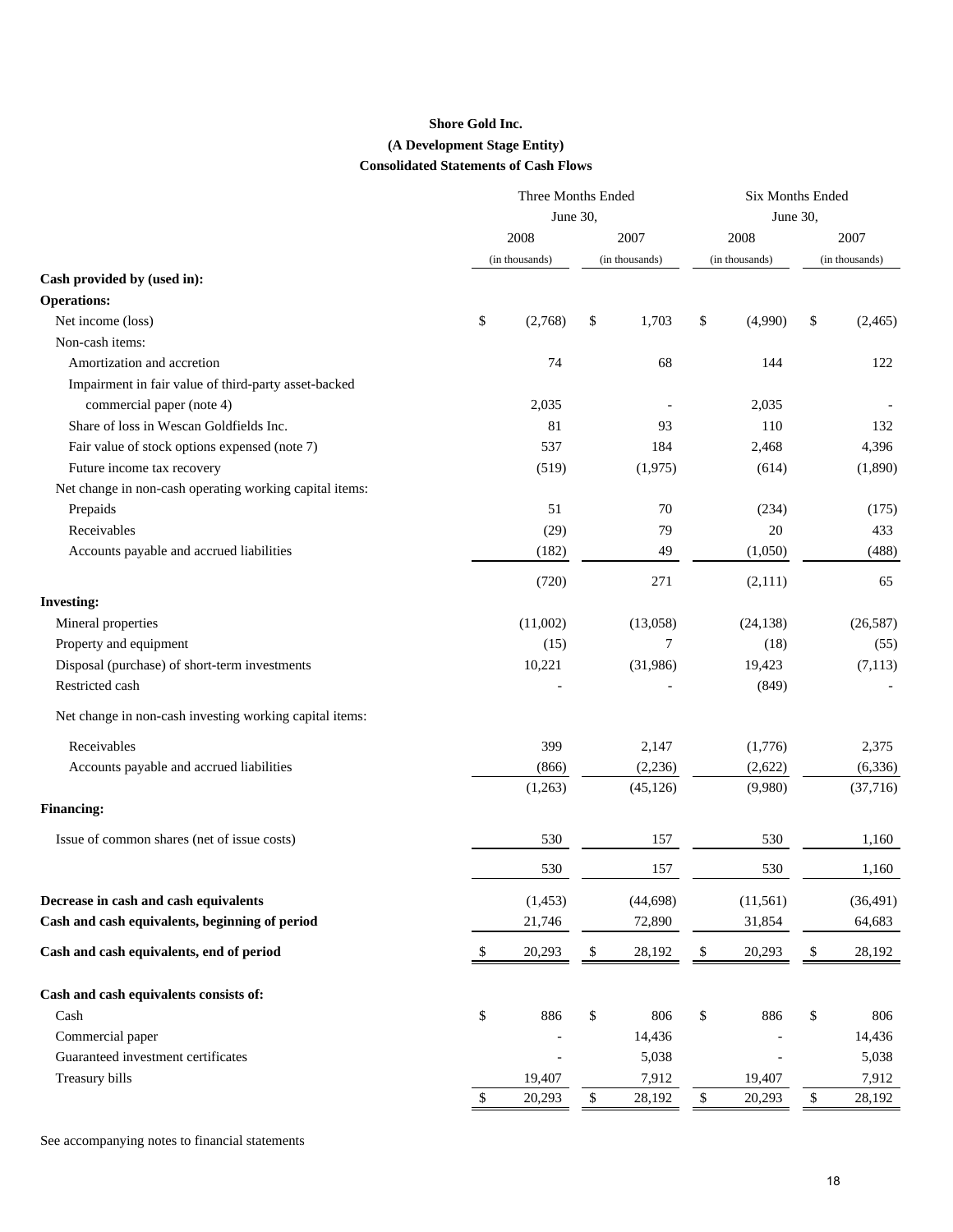**Shore Gold Inc.**

**(A Development Stage Entity)**

**Consolidated Statements of Cash Flows**

| | Three Months Ended June 30, | | Six Months Ended June 30, | |
|---|---|---|---|---|
| | 2008 | 2007 | 2008 | 2007 |
| | (in thousands) | (in thousands) | (in thousands) | (in thousands) |
| **Cash provided by (used in):** | | | | |
| **Operations:** | | | | |
| Net income (loss) | $ (2,768) | $ 1,703 | $ (4,990) | $ (2,465) |
| Non-cash items: | | | | |
| Amortization and accretion | 74 | 68 | 144 | 122 |
| Impairment in fair value of third-party asset-backed commercial paper (note 4) | 2,035 | - | 2,035 | - |
| Share of loss in Wescan Goldfields Inc. | 81 | 93 | 110 | 132 |
| Fair value of stock options expensed (note 7) | 537 | 184 | 2,468 | 4,396 |
| Future income tax recovery | (519) | (1,975) | (614) | (1,890) |
| Net change in non-cash operating working capital items: | | | | |
| Prepaids | 51 | 70 | (234) | (175) |
| Receivables | (29) | 79 | 20 | 433 |
| Accounts payable and accrued liabilities | (182) | 49 | (1,050) | (488) |
| | (720) | 271 | (2,111) | 65 |
| **Investing:** | | | | |
| Mineral properties | (11,002) | (13,058) | (24,138) | (26,587) |
| Property and equipment | (15) | 7 | (18) | (55) |
| Disposal (purchase) of short-term investments | 10,221 | (31,986) | 19,423 | (7,113) |
| Restricted cash | - | - | (849) | - |
| Net change in non-cash investing working capital items: | | | | |
| Receivables | 399 | 2,147 | (1,776) | 2,375 |
| Accounts payable and accrued liabilities | (866) | (2,236) | (2,622) | (6,336) |
| | (1,263) | (45,126) | (9,980) | (37,716) |
| **Financing:** | | | | |
| Issue of common shares (net of issue costs) | 530 | 157 | 530 | 1,160 |
| | 530 | 157 | 530 | 1,160 |
| **Decrease in cash and cash equivalents** | (1,453) | (44,698) | (11,561) | (36,491) |
| **Cash and cash equivalents, beginning of period** | 21,746 | 72,890 | 31,854 | 64,683 |
| **Cash and cash equivalents, end of period** | $ 20,293 | $ 28,192 | $ 20,293 | $ 28,192 |
| **Cash and cash equivalents consists of:** | | | | |
| Cash | $ 886 | $ 806 | $ 886 | $ 806 |
| Commercial paper | - | 14,436 | - | 14,436 |
| Guaranteed investment certificates | - | 5,038 | - | 5,038 |
| Treasury bills | 19,407 | 7,912 | 19,407 | 7,912 |
| | $ 20,293 | $ 28,192 | $ 20,293 | $ 28,192 |

See accompanying notes to financial statements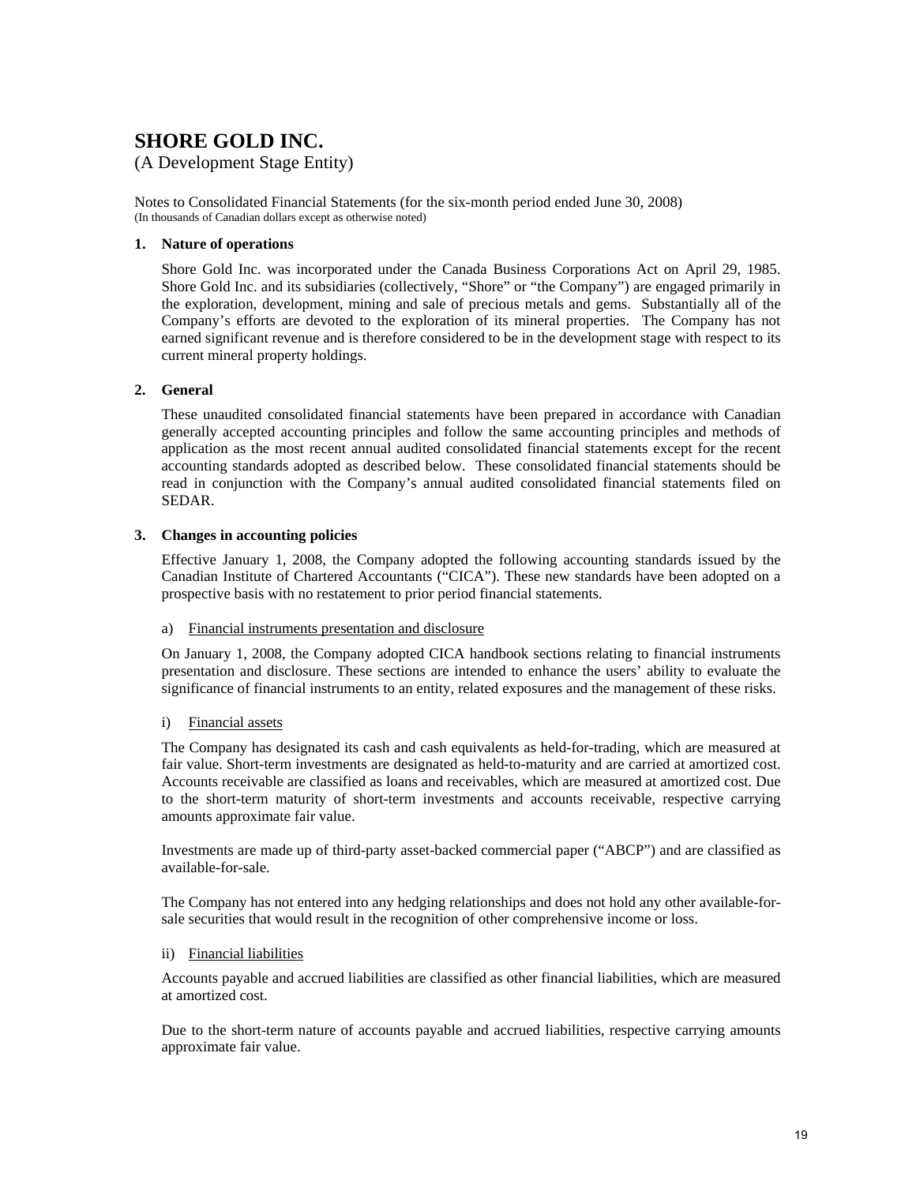# SHORE GOLD INC.

(A Development Stage Entity)

Notes to Consolidated Financial Statements (for the six-month period ended June 30, 2008)
(In thousands of Canadian dollars except as otherwise noted)

**1. Nature of operations**

Shore Gold Inc. was incorporated under the Canada Business Corporations Act on April 29, 1985. Shore Gold Inc. and its subsidiaries (collectively, "Shore" or "the Company") are engaged primarily in the exploration, development, mining and sale of precious metals and gems. Substantially all of the Company's efforts are devoted to the exploration of its mineral properties. The Company has not earned significant revenue and is therefore considered to be in the development stage with respect to its current mineral property holdings.

**2. General**

These unaudited consolidated financial statements have been prepared in accordance with Canadian generally accepted accounting principles and follow the same accounting principles and methods of application as the most recent annual audited consolidated financial statements except for the recent accounting standards adopted as described below. These consolidated financial statements should be read in conjunction with the Company's annual audited consolidated financial statements filed on SEDAR.

**3. Changes in accounting policies**

Effective January 1, 2008, the Company adopted the following accounting standards issued by the Canadian Institute of Chartered Accountants ("CICA"). These new standards have been adopted on a prospective basis with no restatement to prior period financial statements.

a) Financial instruments presentation and disclosure

On January 1, 2008, the Company adopted CICA handbook sections relating to financial instruments presentation and disclosure. These sections are intended to enhance the users' ability to evaluate the significance of financial instruments to an entity, related exposures and the management of these risks.

i) Financial assets

The Company has designated its cash and cash equivalents as held-for-trading, which are measured at fair value. Short-term investments are designated as held-to-maturity and are carried at amortized cost. Accounts receivable are classified as loans and receivables, which are measured at amortized cost. Due to the short-term maturity of short-term investments and accounts receivable, respective carrying amounts approximate fair value.

Investments are made up of third-party asset-backed commercial paper ("ABCP") and are classified as available-for-sale.

The Company has not entered into any hedging relationships and does not hold any other available-for-sale securities that would result in the recognition of other comprehensive income or loss.

ii) Financial liabilities

Accounts payable and accrued liabilities are classified as other financial liabilities, which are measured at amortized cost.

Due to the short-term nature of accounts payable and accrued liabilities, respective carrying amounts approximate fair value.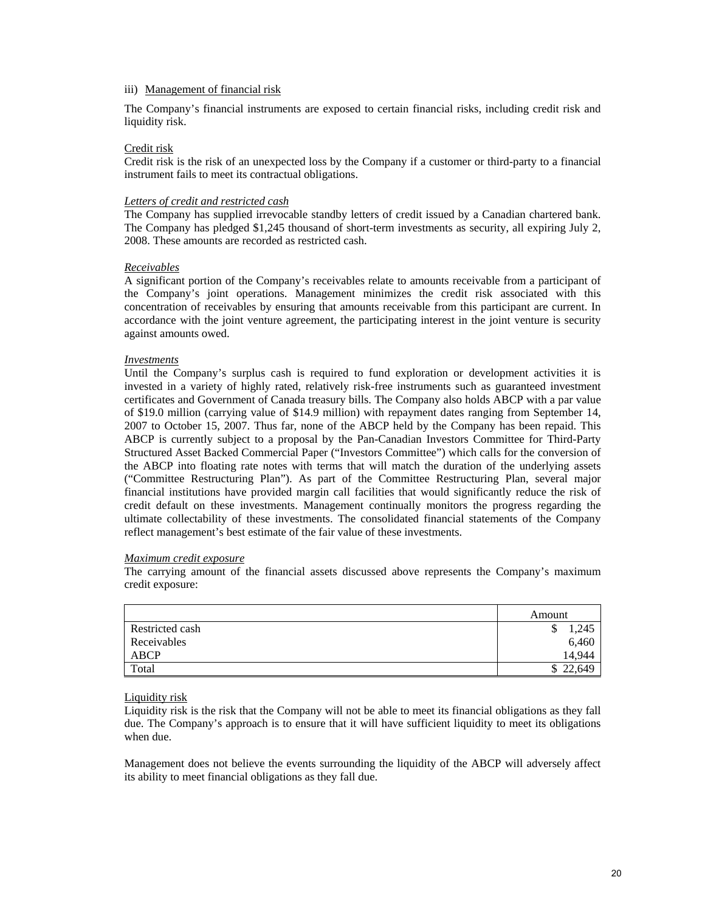iii) Management of financial risk

The Company's financial instruments are exposed to certain financial risks, including credit risk and liquidity risk.

Credit risk

Credit risk is the risk of an unexpected loss by the Company if a customer or third-party to a financial instrument fails to meet its contractual obligations.

*Letters of credit and restricted cash*

The Company has supplied irrevocable standby letters of credit issued by a Canadian chartered bank. The Company has pledged $1,245 thousand of short-term investments as security, all expiring July 2, 2008. These amounts are recorded as restricted cash.

*Receivables*

A significant portion of the Company's receivables relate to amounts receivable from a participant of the Company's joint operations. Management minimizes the credit risk associated with this concentration of receivables by ensuring that amounts receivable from this participant are current. In accordance with the joint venture agreement, the participating interest in the joint venture is security against amounts owed.

*Investments*

Until the Company's surplus cash is required to fund exploration or development activities it is invested in a variety of highly rated, relatively risk-free instruments such as guaranteed investment certificates and Government of Canada treasury bills. The Company also holds ABCP with a par value of $19.0 million (carrying value of $14.9 million) with repayment dates ranging from September 14, 2007 to October 15, 2007. Thus far, none of the ABCP held by the Company has been repaid. This ABCP is currently subject to a proposal by the Pan-Canadian Investors Committee for Third-Party Structured Asset Backed Commercial Paper ("Investors Committee") which calls for the conversion of the ABCP into floating rate notes with terms that will match the duration of the underlying assets ("Committee Restructuring Plan"). As part of the Committee Restructuring Plan, several major financial institutions have provided margin call facilities that would significantly reduce the risk of credit default on these investments. Management continually monitors the progress regarding the ultimate collectability of these investments. The consolidated financial statements of the Company reflect management's best estimate of the fair value of these investments.

*Maximum credit exposure*

The carrying amount of the financial assets discussed above represents the Company's maximum credit exposure:

| | Amount |
|---|---|
| Restricted cash | $ 1,245 |
| Receivables | 6,460 |
| ABCP | 14,944 |
| Total | $ 22,649 |

Liquidity risk

Liquidity risk is the risk that the Company will not be able to meet its financial obligations as they fall due. The Company's approach is to ensure that it will have sufficient liquidity to meet its obligations when due.

Management does not believe the events surrounding the liquidity of the ABCP will adversely affect its ability to meet financial obligations as they fall due.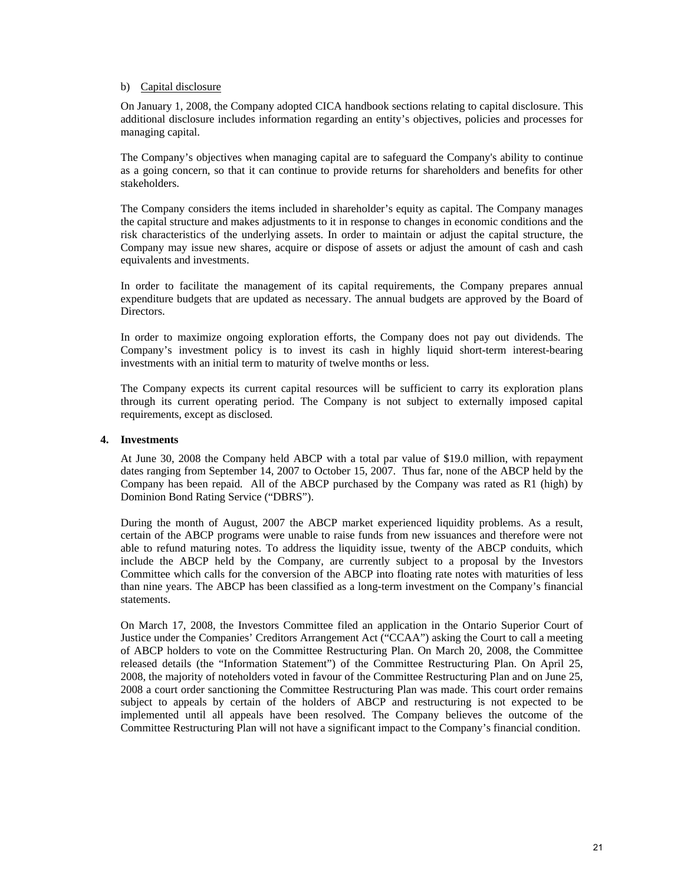b) Capital disclosure

On January 1, 2008, the Company adopted CICA handbook sections relating to capital disclosure. This additional disclosure includes information regarding an entity's objectives, policies and processes for managing capital.

The Company's objectives when managing capital are to safeguard the Company's ability to continue as a going concern, so that it can continue to provide returns for shareholders and benefits for other stakeholders.

The Company considers the items included in shareholder's equity as capital. The Company manages the capital structure and makes adjustments to it in response to changes in economic conditions and the risk characteristics of the underlying assets. In order to maintain or adjust the capital structure, the Company may issue new shares, acquire or dispose of assets or adjust the amount of cash and cash equivalents and investments.

In order to facilitate the management of its capital requirements, the Company prepares annual expenditure budgets that are updated as necessary. The annual budgets are approved by the Board of Directors.

In order to maximize ongoing exploration efforts, the Company does not pay out dividends. The Company's investment policy is to invest its cash in highly liquid short-term interest-bearing investments with an initial term to maturity of twelve months or less.

The Company expects its current capital resources will be sufficient to carry its exploration plans through its current operating period. The Company is not subject to externally imposed capital requirements, except as disclosed.

**4. Investments**

At June 30, 2008 the Company held ABCP with a total par value of $19.0 million, with repayment dates ranging from September 14, 2007 to October 15, 2007. Thus far, none of the ABCP held by the Company has been repaid. All of the ABCP purchased by the Company was rated as R1 (high) by Dominion Bond Rating Service ("DBRS").

During the month of August, 2007 the ABCP market experienced liquidity problems. As a result, certain of the ABCP programs were unable to raise funds from new issuances and therefore were not able to refund maturing notes. To address the liquidity issue, twenty of the ABCP conduits, which include the ABCP held by the Company, are currently subject to a proposal by the Investors Committee which calls for the conversion of the ABCP into floating rate notes with maturities of less than nine years. The ABCP has been classified as a long-term investment on the Company's financial statements.

On March 17, 2008, the Investors Committee filed an application in the Ontario Superior Court of Justice under the Companies' Creditors Arrangement Act ("CCAA") asking the Court to call a meeting of ABCP holders to vote on the Committee Restructuring Plan. On March 20, 2008, the Committee released details (the "Information Statement") of the Committee Restructuring Plan. On April 25, 2008, the majority of noteholders voted in favour of the Committee Restructuring Plan and on June 25, 2008 a court order sanctioning the Committee Restructuring Plan was made. This court order remains subject to appeals by certain of the holders of ABCP and restructuring is not expected to be implemented until all appeals have been resolved. The Company believes the outcome of the Committee Restructuring Plan will not have a significant impact to the Company's financial condition.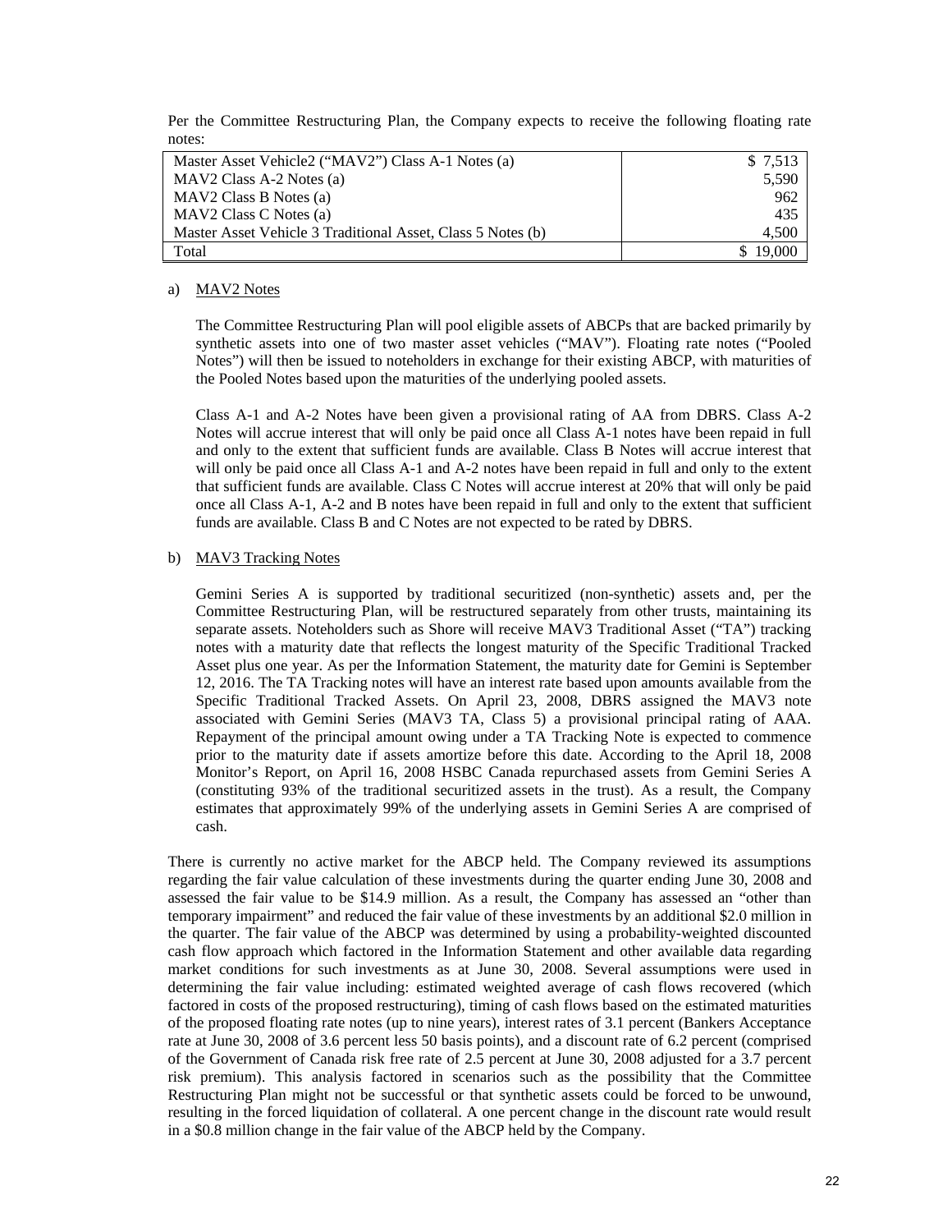Per the Committee Restructuring Plan, the Company expects to receive the following floating rate notes:

| | |
|---|---:|
| Master Asset Vehicle2 ("MAV2") Class A-1 Notes (a) | $ 7,513 |
| MAV2 Class A-2 Notes (a) | 5,590 |
| MAV2 Class B Notes (a) | 962 |
| MAV2 Class C Notes (a) | 435 |
| Master Asset Vehicle 3 Traditional Asset, Class 5 Notes (b) | 4,500 |
| Total | $ 19,000 |

a) MAV2 Notes

The Committee Restructuring Plan will pool eligible assets of ABCPs that are backed primarily by synthetic assets into one of two master asset vehicles ("MAV"). Floating rate notes ("Pooled Notes") will then be issued to noteholders in exchange for their existing ABCP, with maturities of the Pooled Notes based upon the maturities of the underlying pooled assets.

Class A-1 and A-2 Notes have been given a provisional rating of AA from DBRS. Class A-2 Notes will accrue interest that will only be paid once all Class A-1 notes have been repaid in full and only to the extent that sufficient funds are available. Class B Notes will accrue interest that will only be paid once all Class A-1 and A-2 notes have been repaid in full and only to the extent that sufficient funds are available. Class C Notes will accrue interest at 20% that will only be paid once all Class A-1, A-2 and B notes have been repaid in full and only to the extent that sufficient funds are available. Class B and C Notes are not expected to be rated by DBRS.

b) MAV3 Tracking Notes

Gemini Series A is supported by traditional securitized (non-synthetic) assets and, per the Committee Restructuring Plan, will be restructured separately from other trusts, maintaining its separate assets. Noteholders such as Shore will receive MAV3 Traditional Asset ("TA") tracking notes with a maturity date that reflects the longest maturity of the Specific Traditional Tracked Asset plus one year. As per the Information Statement, the maturity date for Gemini is September 12, 2016. The TA Tracking notes will have an interest rate based upon amounts available from the Specific Traditional Tracked Assets. On April 23, 2008, DBRS assigned the MAV3 note associated with Gemini Series (MAV3 TA, Class 5) a provisional principal rating of AAA. Repayment of the principal amount owing under a TA Tracking Note is expected to commence prior to the maturity date if assets amortize before this date. According to the April 18, 2008 Monitor's Report, on April 16, 2008 HSBC Canada repurchased assets from Gemini Series A (constituting 93% of the traditional securitized assets in the trust). As a result, the Company estimates that approximately 99% of the underlying assets in Gemini Series A are comprised of cash.

There is currently no active market for the ABCP held. The Company reviewed its assumptions regarding the fair value calculation of these investments during the quarter ending June 30, 2008 and assessed the fair value to be $14.9 million. As a result, the Company has assessed an "other than temporary impairment" and reduced the fair value of these investments by an additional $2.0 million in the quarter. The fair value of the ABCP was determined by using a probability-weighted discounted cash flow approach which factored in the Information Statement and other available data regarding market conditions for such investments as at June 30, 2008. Several assumptions were used in determining the fair value including: estimated weighted average of cash flows recovered (which factored in costs of the proposed restructuring), timing of cash flows based on the estimated maturities of the proposed floating rate notes (up to nine years), interest rates of 3.1 percent (Bankers Acceptance rate at June 30, 2008 of 3.6 percent less 50 basis points), and a discount rate of 6.2 percent (comprised of the Government of Canada risk free rate of 2.5 percent at June 30, 2008 adjusted for a 3.7 percent risk premium). This analysis factored in scenarios such as the possibility that the Committee Restructuring Plan might not be successful or that synthetic assets could be forced to be unwound, resulting in the forced liquidation of collateral. A one percent change in the discount rate would result in a $0.8 million change in the fair value of the ABCP held by the Company.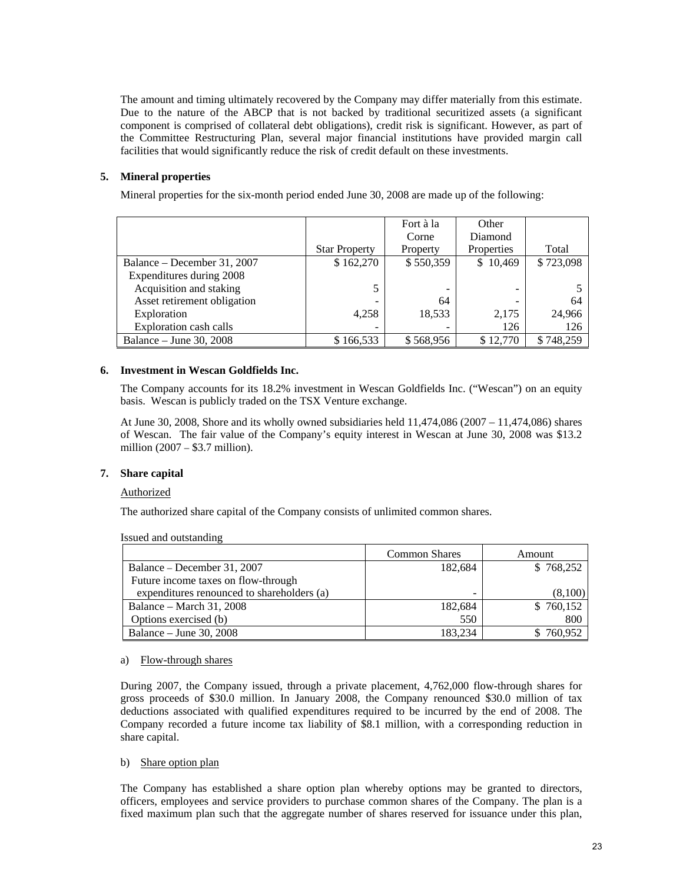The amount and timing ultimately recovered by the Company may differ materially from this estimate. Due to the nature of the ABCP that is not backed by traditional securitized assets (a significant component is comprised of collateral debt obligations), credit risk is significant. However, as part of the Committee Restructuring Plan, several major financial institutions have provided margin call facilities that would significantly reduce the risk of credit default on these investments.

## 5. Mineral properties

Mineral properties for the six-month period ended June 30, 2008 are made up of the following:

| | Star Property | Fort à la Corne Property | Other Diamond Properties | Total |
|---|---|---|---|---|
| Balance – December 31, 2007 | $ 162,270 | $ 550,359 | $ 10,469 | $ 723,098 |
| Expenditures during 2008 | | | | |
| Acquisition and staking | 5 | - | - | 5 |
| Asset retirement obligation | - | 64 | - | 64 |
| Exploration | 4,258 | 18,533 | 2,175 | 24,966 |
| Exploration cash calls | - | - | 126 | 126 |
| Balance – June 30, 2008 | $ 166,533 | $ 568,956 | $ 12,770 | $ 748,259 |

## 6. Investment in Wescan Goldfields Inc.

The Company accounts for its 18.2% investment in Wescan Goldfields Inc. ("Wescan") on an equity basis. Wescan is publicly traded on the TSX Venture exchange.

At June 30, 2008, Shore and its wholly owned subsidiaries held 11,474,086 (2007 – 11,474,086) shares of Wescan. The fair value of the Company's equity interest in Wescan at June 30, 2008 was $13.2 million (2007 – $3.7 million).

## 7. Share capital

Authorized

The authorized share capital of the Company consists of unlimited common shares.

Issued and outstanding

| | Common Shares | Amount |
|---|---|---|
| Balance – December 31, 2007 | 182,684 | $ 768,252 |
| Future income taxes on flow-through expenditures renounced to shareholders (a) | - | (8,100) |
| Balance – March 31, 2008 | 182,684 | $ 760,152 |
| Options exercised (b) | 550 | 800 |
| Balance – June 30, 2008 | 183,234 | $ 760,952 |

a) Flow-through shares

During 2007, the Company issued, through a private placement, 4,762,000 flow-through shares for gross proceeds of $30.0 million. In January 2008, the Company renounced $30.0 million of tax deductions associated with qualified expenditures required to be incurred by the end of 2008. The Company recorded a future income tax liability of $8.1 million, with a corresponding reduction in share capital.

b) Share option plan

The Company has established a share option plan whereby options may be granted to directors, officers, employees and service providers to purchase common shares of the Company. The plan is a fixed maximum plan such that the aggregate number of shares reserved for issuance under this plan,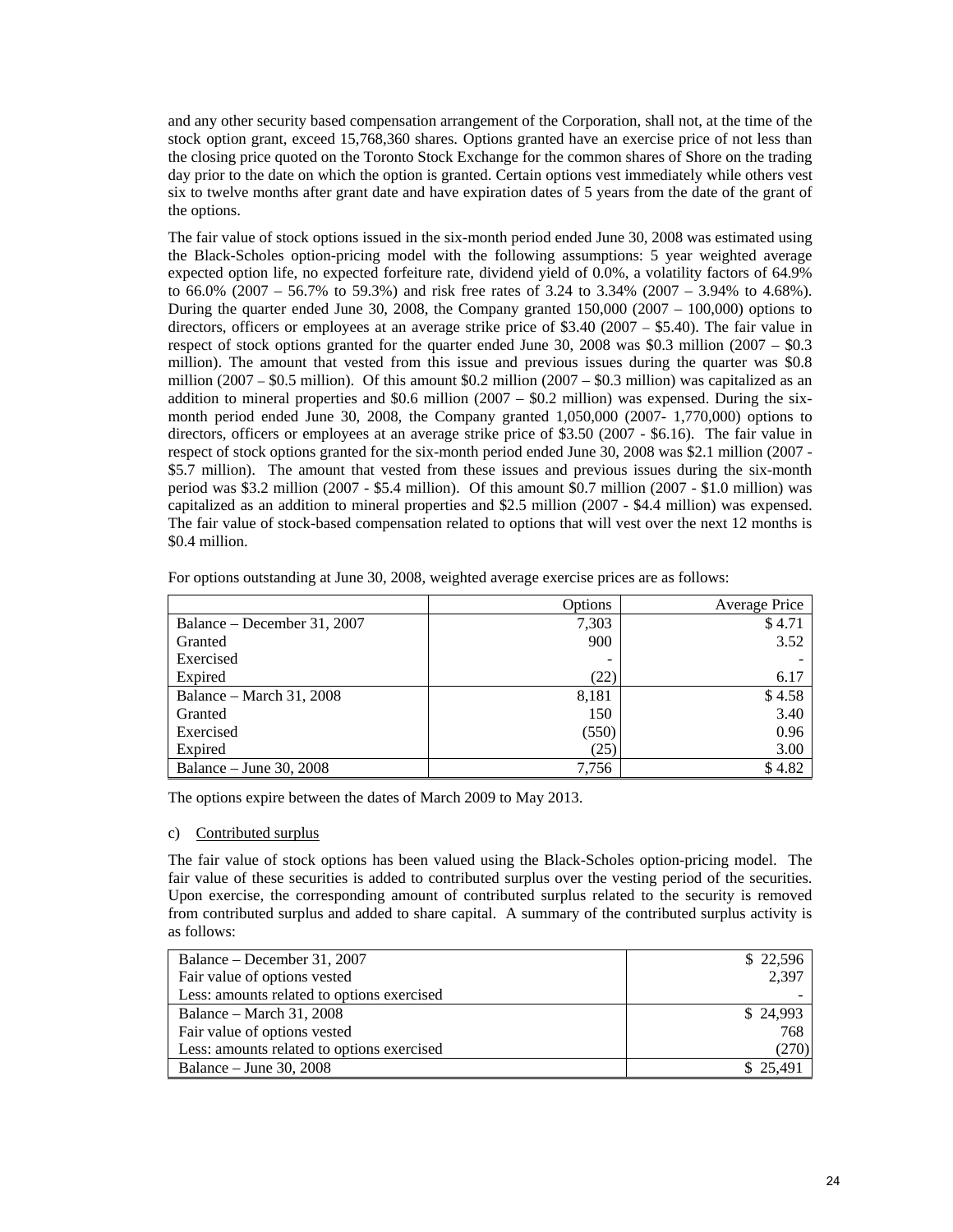and any other security based compensation arrangement of the Corporation, shall not, at the time of the stock option grant, exceed 15,768,360 shares. Options granted have an exercise price of not less than the closing price quoted on the Toronto Stock Exchange for the common shares of Shore on the trading day prior to the date on which the option is granted. Certain options vest immediately while others vest six to twelve months after grant date and have expiration dates of 5 years from the date of the grant of the options.

The fair value of stock options issued in the six-month period ended June 30, 2008 was estimated using the Black-Scholes option-pricing model with the following assumptions: 5 year weighted average expected option life, no expected forfeiture rate, dividend yield of 0.0%, a volatility factors of 64.9% to 66.0% (2007 – 56.7% to 59.3%) and risk free rates of 3.24 to 3.34% (2007 – 3.94% to 4.68%). During the quarter ended June 30, 2008, the Company granted 150,000 (2007 – 100,000) options to directors, officers or employees at an average strike price of $3.40 (2007 – $5.40). The fair value in respect of stock options granted for the quarter ended June 30, 2008 was $0.3 million (2007 – $0.3 million). The amount that vested from this issue and previous issues during the quarter was $0.8 million (2007 – $0.5 million). Of this amount $0.2 million (2007 – $0.3 million) was capitalized as an addition to mineral properties and $0.6 million (2007 – $0.2 million) was expensed. During the six-month period ended June 30, 2008, the Company granted 1,050,000 (2007- 1,770,000) options to directors, officers or employees at an average strike price of $3.50 (2007 - $6.16). The fair value in respect of stock options granted for the six-month period ended June 30, 2008 was $2.1 million (2007 - $5.7 million). The amount that vested from these issues and previous issues during the six-month period was $3.2 million (2007 - $5.4 million). Of this amount $0.7 million (2007 - $1.0 million) was capitalized as an addition to mineral properties and $2.5 million (2007 - $4.4 million) was expensed. The fair value of stock-based compensation related to options that will vest over the next 12 months is $0.4 million.

For options outstanding at June 30, 2008, weighted average exercise prices are as follows:

| | Options | Average Price |
|---|---:|---:|
| Balance – December 31, 2007 | 7,303 | $ 4.71 |
| Granted | 900 | 3.52 |
| Exercised | - | - |
| Expired | (22) | 6.17 |
| Balance – March 31, 2008 | 8,181 | $ 4.58 |
| Granted | 150 | 3.40 |
| Exercised | (550) | 0.96 |
| Expired | (25) | 3.00 |
| Balance – June 30, 2008 | 7,756 | $ 4.82 |

The options expire between the dates of March 2009 to May 2013.

c) Contributed surplus

The fair value of stock options has been valued using the Black-Scholes option-pricing model. The fair value of these securities is added to contributed surplus over the vesting period of the securities. Upon exercise, the corresponding amount of contributed surplus related to the security is removed from contributed surplus and added to share capital. A summary of the contributed surplus activity is as follows:

| | |
|---|---:|
| Balance – December 31, 2007 | $ 22,596 |
| Fair value of options vested | 2,397 |
| Less: amounts related to options exercised | - |
| Balance – March 31, 2008 | $ 24,993 |
| Fair value of options vested | 768 |
| Less: amounts related to options exercised | (270) |
| Balance – June 30, 2008 | $ 25,491 |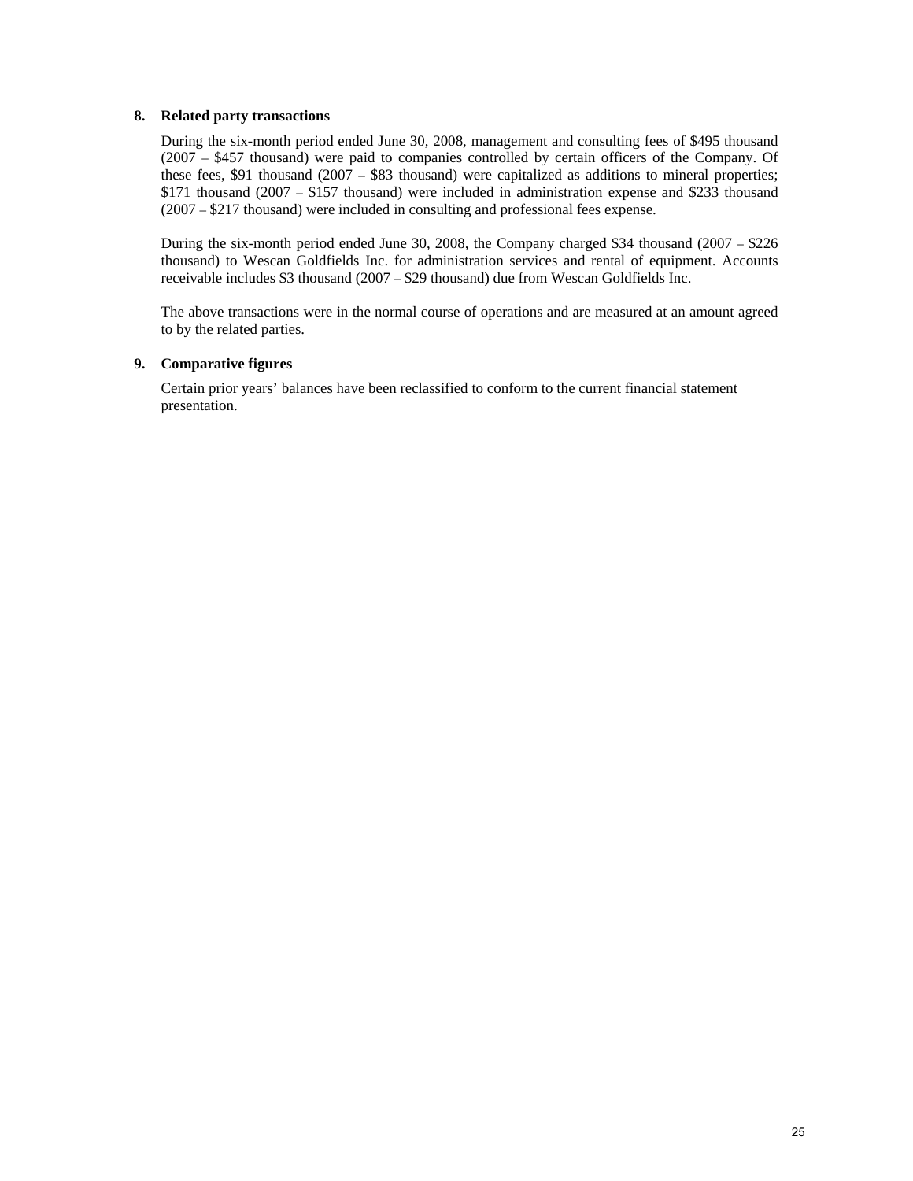## 8. Related party transactions

During the six-month period ended June 30, 2008, management and consulting fees of $495 thousand (2007 – $457 thousand) were paid to companies controlled by certain officers of the Company. Of these fees, $91 thousand (2007 – $83 thousand) were capitalized as additions to mineral properties; $171 thousand (2007 – $157 thousand) were included in administration expense and $233 thousand (2007 – $217 thousand) were included in consulting and professional fees expense.

During the six-month period ended June 30, 2008, the Company charged $34 thousand (2007 – $226 thousand) to Wescan Goldfields Inc. for administration services and rental of equipment. Accounts receivable includes $3 thousand (2007 – $29 thousand) due from Wescan Goldfields Inc.

The above transactions were in the normal course of operations and are measured at an amount agreed to by the related parties.

## 9. Comparative figures

Certain prior years' balances have been reclassified to conform to the current financial statement presentation.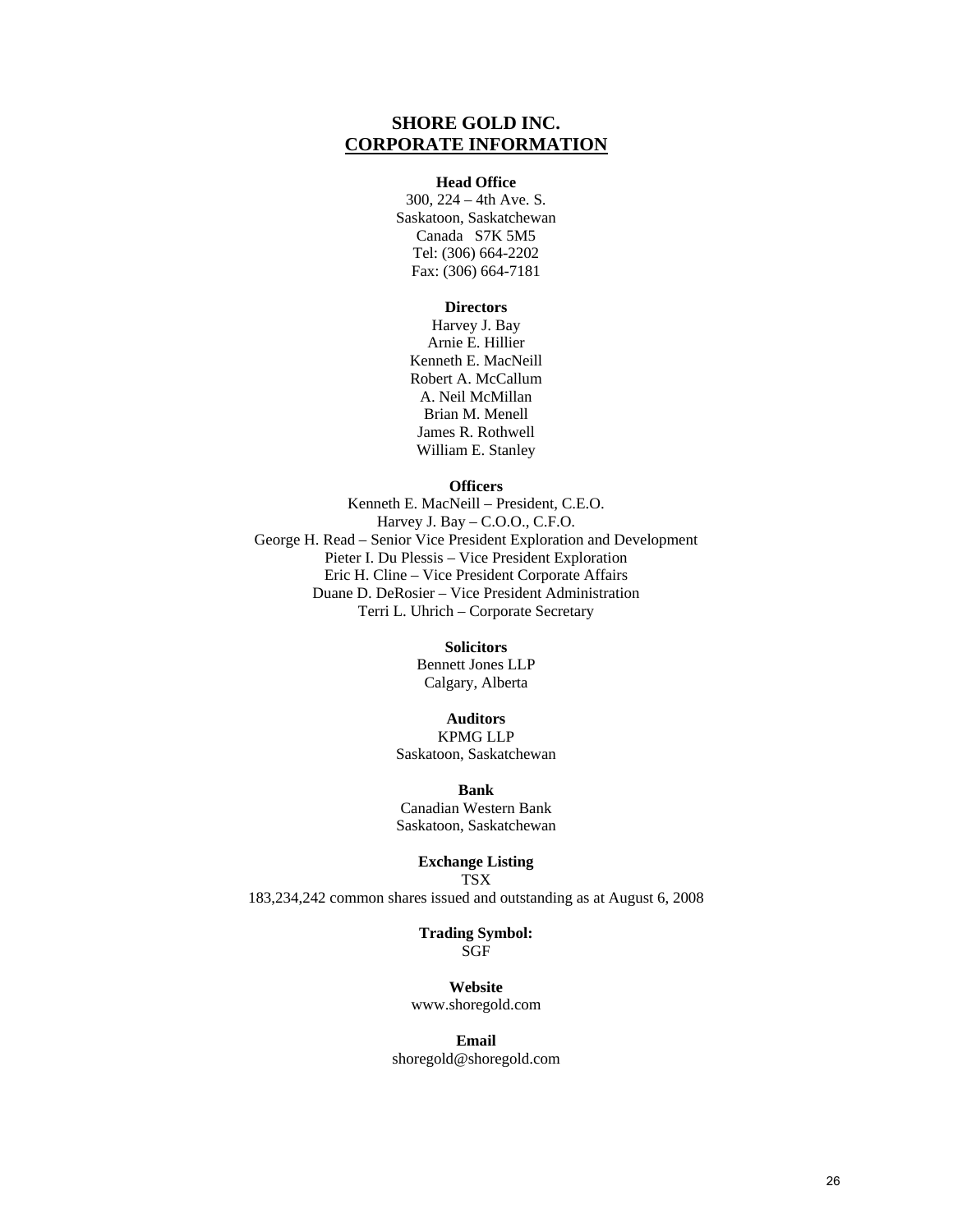# SHORE GOLD INC.
## CORPORATE INFORMATION

**Head Office**

300, 224 – 4th Ave. S.
Saskatoon, Saskatchewan
Canada S7K 5M5
Tel: (306) 664-2202
Fax: (306) 664-7181

**Directors**

Harvey J. Bay
Arnie E. Hillier
Kenneth E. MacNeill
Robert A. McCallum
A. Neil McMillan
Brian M. Menell
James R. Rothwell
William E. Stanley

**Officers**

Kenneth E. MacNeill – President, C.E.O.
Harvey J. Bay – C.O.O., C.F.O.
George H. Read – Senior Vice President Exploration and Development
Pieter I. Du Plessis – Vice President Exploration
Eric H. Cline – Vice President Corporate Affairs
Duane D. DeRosier – Vice President Administration
Terri L. Uhrich – Corporate Secretary

**Solicitors**

Bennett Jones LLP
Calgary, Alberta

**Auditors**

KPMG LLP
Saskatoon, Saskatchewan

**Bank**

Canadian Western Bank
Saskatoon, Saskatchewan

**Exchange Listing**

TSX
183,234,242 common shares issued and outstanding as at August 6, 2008

**Trading Symbol:**

SGF

**Website**

www.shoregold.com

**Email**

shoregold@shoregold.com